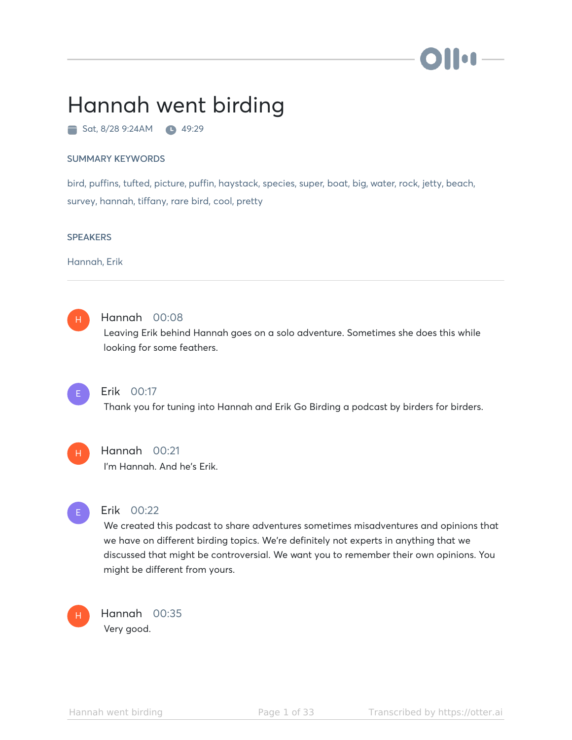# Hannah went birding

Sat, 8/28 9:24AM  49:29

## SUMMARY KEYWORDS

bird, puffins, tufted, picture, puffin, haystack, species, super, boat, big, water, rock, jetty, beach, survey, hannah, tiffany, rare bird, cool, pretty

## SPEAKERS

Hannah, Erik

---

**Hannah** 00:08
Leaving Erik behind Hannah goes on a solo adventure. Sometimes she does this while looking for some feathers.

**Erik** 00:17
Thank you for tuning into Hannah and Erik Go Birding a podcast by birders for birders.

**Hannah** 00:21
I'm Hannah. And he's Erik.

**Erik** 00:22
We created this podcast to share adventures sometimes misadventures and opinions that we have on different birding topics. We're definitely not experts in anything that we discussed that might be controversial. We want you to remember their own opinions. You might be different from yours.

**Hannah** 00:35
Very good.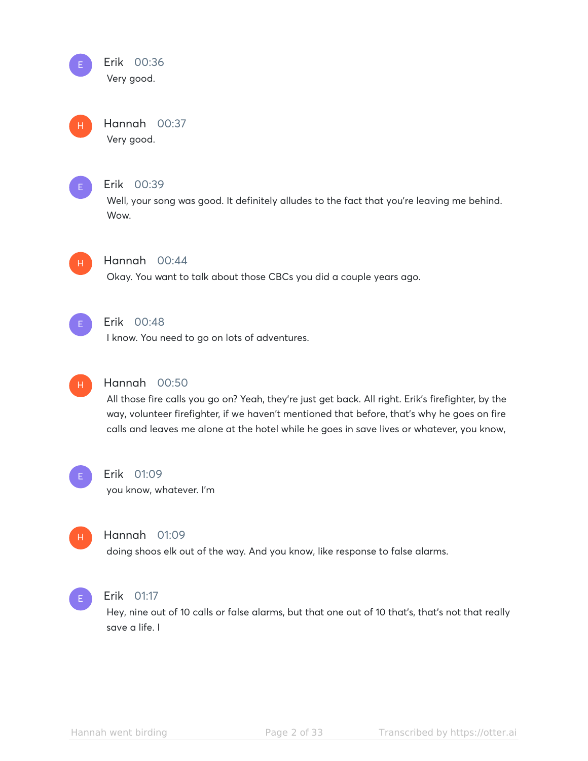**Erik** 00:36
Very good.

**Hannah** 00:37
Very good.

**Erik** 00:39
Well, your song was good. It definitely alludes to the fact that you're leaving me behind. Wow.

**Hannah** 00:44
Okay. You want to talk about those CBCs you did a couple years ago.

**Erik** 00:48
I know. You need to go on lots of adventures.

**Hannah** 00:50
All those fire calls you go on? Yeah, they're just get back. All right. Erik's firefighter, by the way, volunteer firefighter, if we haven't mentioned that before, that's why he goes on fire calls and leaves me alone at the hotel while he goes in save lives or whatever, you know,

**Erik** 01:09
you know, whatever. I'm

**Hannah** 01:09
doing shoos elk out of the way. And you know, like response to false alarms.

**Erik** 01:17
Hey, nine out of 10 calls or false alarms, but that one out of 10 that's, that's not that really save a life. I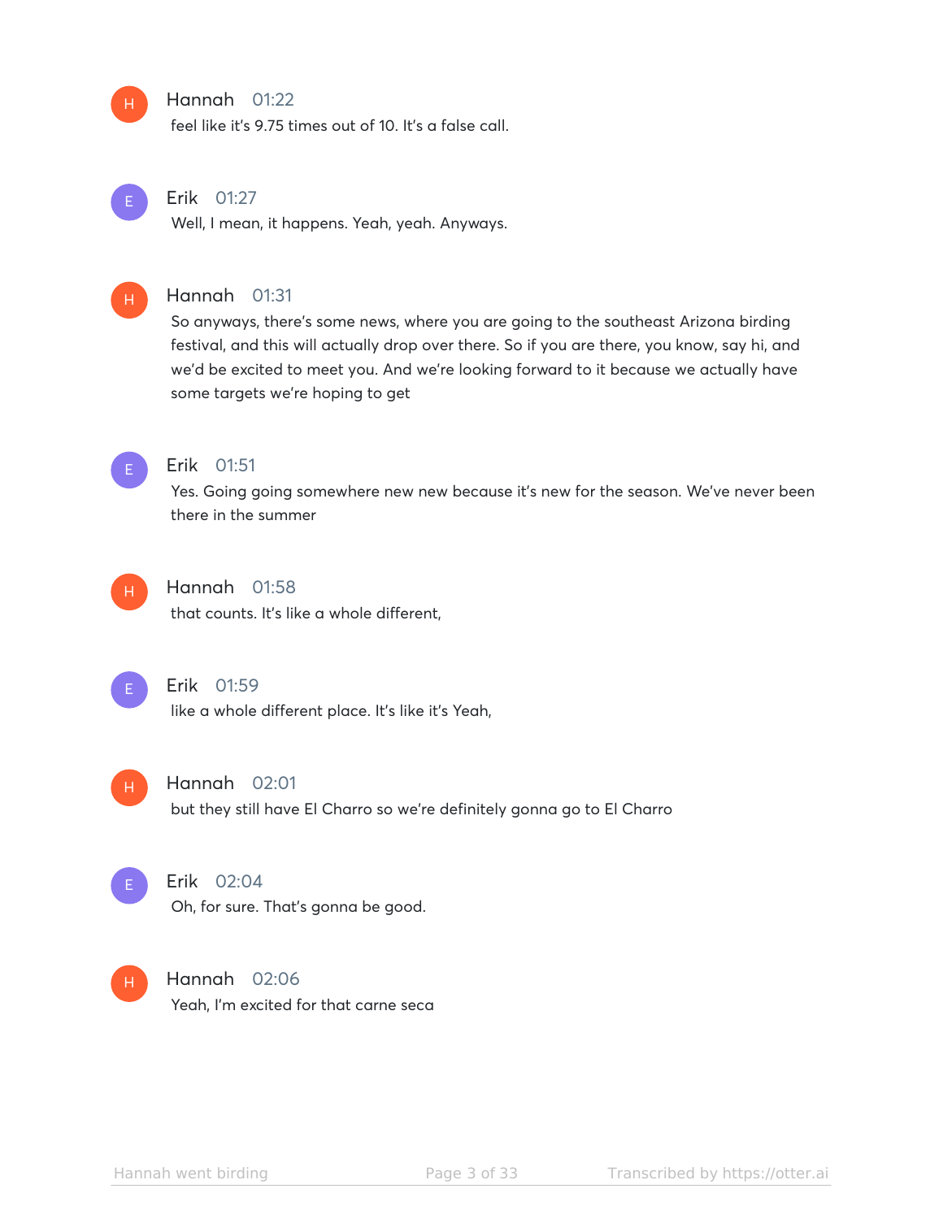**Hannah** 01:22
feel like it's 9.75 times out of 10. It's a false call.

**Erik** 01:27
Well, I mean, it happens. Yeah, yeah. Anyways.

**Hannah** 01:31
So anyways, there's some news, where you are going to the southeast Arizona birding festival, and this will actually drop over there. So if you are there, you know, say hi, and we'd be excited to meet you. And we're looking forward to it because we actually have some targets we're hoping to get

**Erik** 01:51
Yes. Going going somewhere new new because it's new for the season. We've never been there in the summer

**Hannah** 01:58
that counts. It's like a whole different,

**Erik** 01:59
like a whole different place. It's like it's Yeah,

**Hannah** 02:01
but they still have El Charro so we're definitely gonna go to El Charro

**Erik** 02:04
Oh, for sure. That's gonna be good.

**Hannah** 02:06
Yeah, I'm excited for that carne seca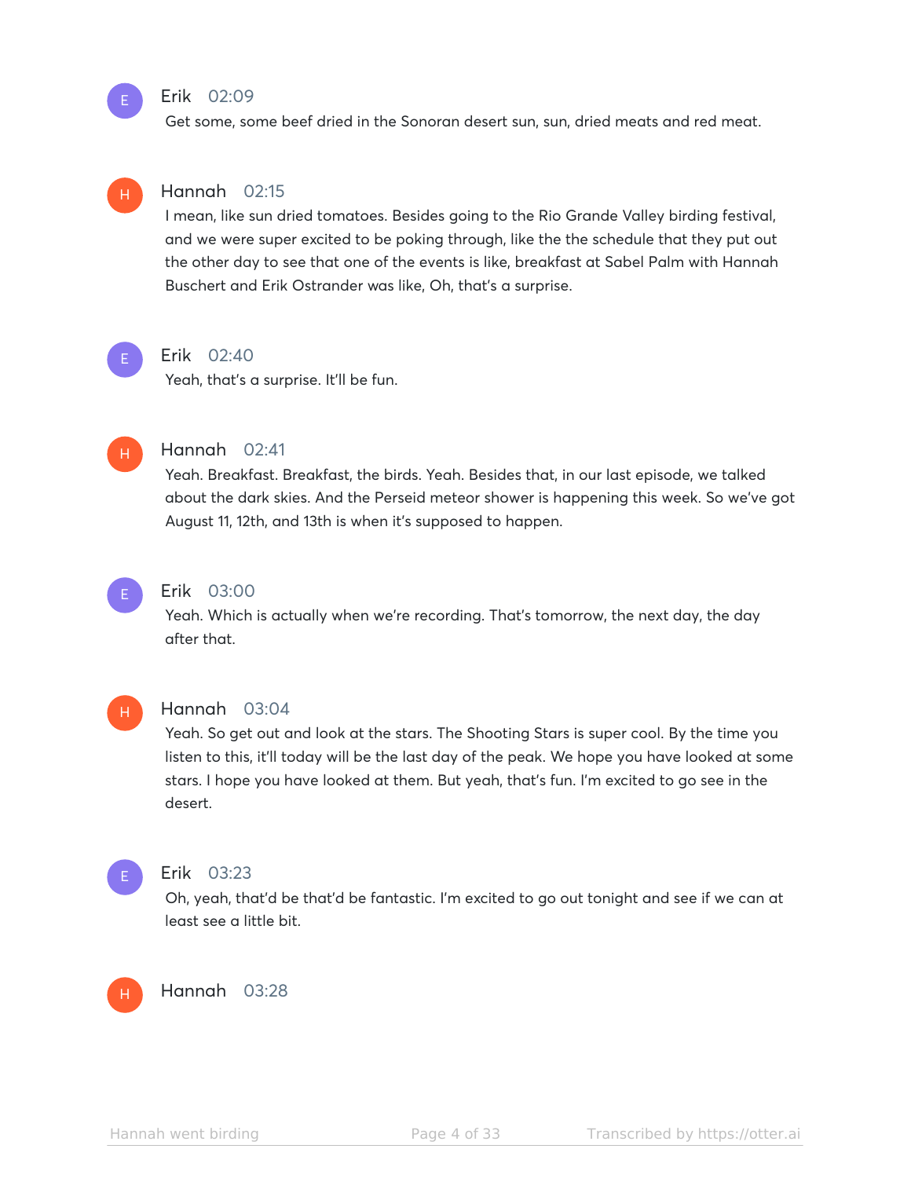**Erik** 02:09

Get some, some beef dried in the Sonoran desert sun, sun, dried meats and red meat.

**Hannah** 02:15

I mean, like sun dried tomatoes. Besides going to the Rio Grande Valley birding festival, and we were super excited to be poking through, like the the schedule that they put out the other day to see that one of the events is like, breakfast at Sabel Palm with Hannah Buschert and Erik Ostrander was like, Oh, that's a surprise.

**Erik** 02:40

Yeah, that's a surprise. It'll be fun.

**Hannah** 02:41

Yeah. Breakfast. Breakfast, the birds. Yeah. Besides that, in our last episode, we talked about the dark skies. And the Perseid meteor shower is happening this week. So we've got August 11, 12th, and 13th is when it's supposed to happen.

**Erik** 03:00

Yeah. Which is actually when we're recording. That's tomorrow, the next day, the day after that.

**Hannah** 03:04

Yeah. So get out and look at the stars. The Shooting Stars is super cool. By the time you listen to this, it'll today will be the last day of the peak. We hope you have looked at some stars. I hope you have looked at them. But yeah, that's fun. I'm excited to go see in the desert.

**Erik** 03:23

Oh, yeah, that'd be that'd be fantastic. I'm excited to go out tonight and see if we can at least see a little bit.

**Hannah** 03:28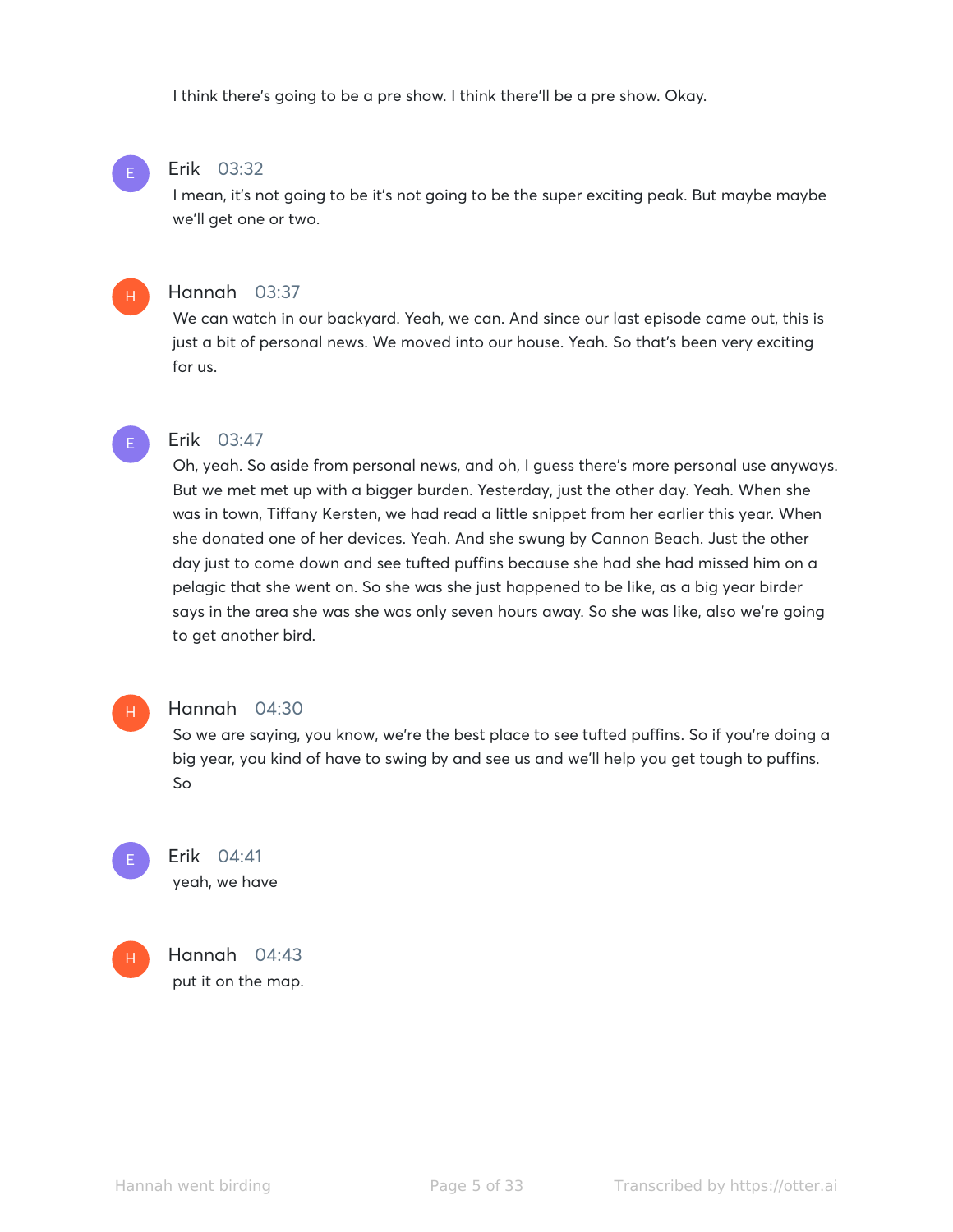I think there's going to be a pre show. I think there'll be a pre show. Okay.

**Erik** 03:32

I mean, it's not going to be it's not going to be the super exciting peak. But maybe maybe we'll get one or two.

**Hannah** 03:37

We can watch in our backyard. Yeah, we can. And since our last episode came out, this is just a bit of personal news. We moved into our house. Yeah. So that's been very exciting for us.

**Erik** 03:47

Oh, yeah. So aside from personal news, and oh, I guess there's more personal use anyways. But we met met up with a bigger burden. Yesterday, just the other day. Yeah. When she was in town, Tiffany Kersten, we had read a little snippet from her earlier this year. When she donated one of her devices. Yeah. And she swung by Cannon Beach. Just the other day just to come down and see tufted puffins because she had she had missed him on a pelagic that she went on. So she was she just happened to be like, as a big year birder says in the area she was she was only seven hours away. So she was like, also we're going to get another bird.

**Hannah** 04:30

So we are saying, you know, we're the best place to see tufted puffins. So if you're doing a big year, you kind of have to swing by and see us and we'll help you get tough to puffins. So

**Erik** 04:41

yeah, we have

**Hannah** 04:43

put it on the map.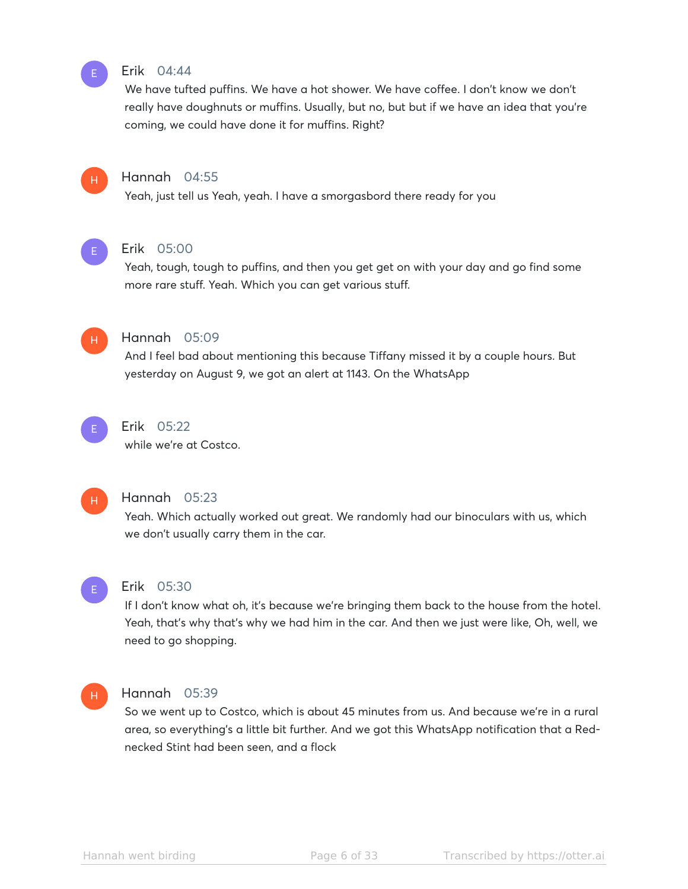**Erik** 04:44

We have tufted puffins. We have a hot shower. We have coffee. I don't know we don't really have doughnuts or muffins. Usually, but no, but but if we have an idea that you're coming, we could have done it for muffins. Right?

**Hannah** 04:55

Yeah, just tell us Yeah, yeah. I have a smorgasbord there ready for you

**Erik** 05:00

Yeah, tough, tough to puffins, and then you get get on with your day and go find some more rare stuff. Yeah. Which you can get various stuff.

**Hannah** 05:09

And I feel bad about mentioning this because Tiffany missed it by a couple hours. But yesterday on August 9, we got an alert at 1143. On the WhatsApp

**Erik** 05:22

while we're at Costco.

**Hannah** 05:23

Yeah. Which actually worked out great. We randomly had our binoculars with us, which we don't usually carry them in the car.

**Erik** 05:30

If I don't know what oh, it's because we're bringing them back to the house from the hotel. Yeah, that's why that's why we had him in the car. And then we just were like, Oh, well, we need to go shopping.

**Hannah** 05:39

So we went up to Costco, which is about 45 minutes from us. And because we're in a rural area, so everything's a little bit further. And we got this WhatsApp notification that a Red-necked Stint had been seen, and a flock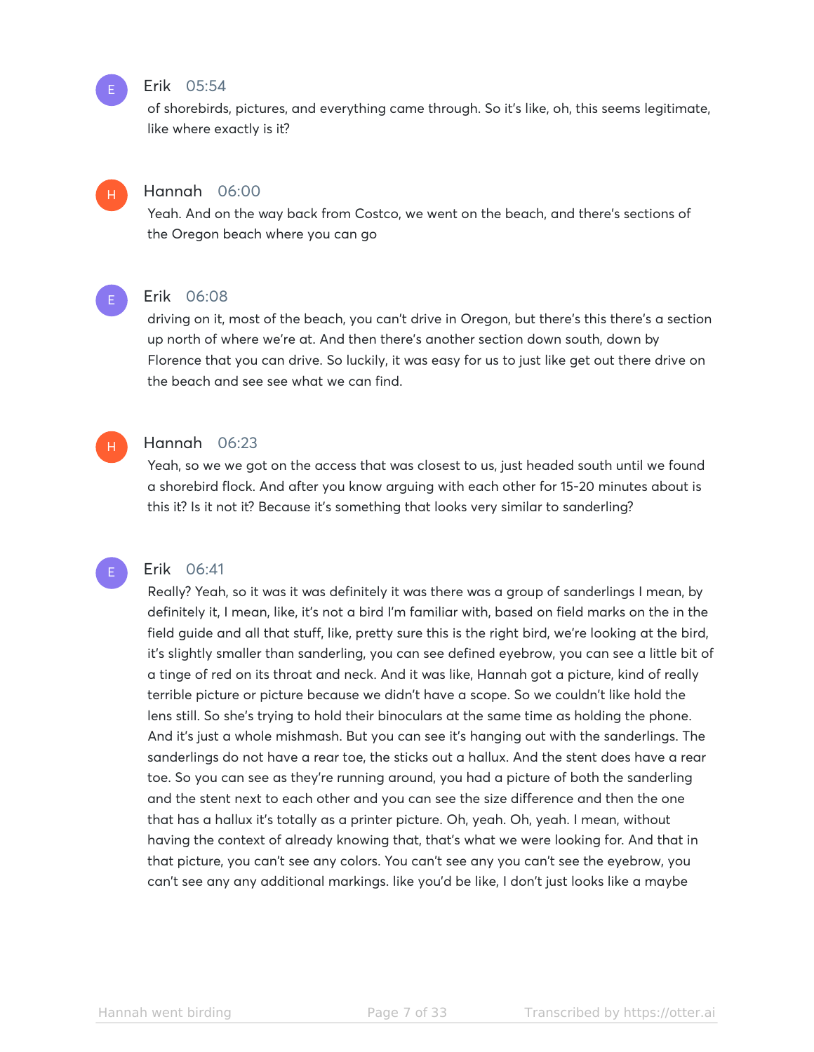**Erik** 05:54

of shorebirds, pictures, and everything came through. So it's like, oh, this seems legitimate, like where exactly is it?

**Hannah** 06:00

Yeah. And on the way back from Costco, we went on the beach, and there's sections of the Oregon beach where you can go

**Erik** 06:08

driving on it, most of the beach, you can't drive in Oregon, but there's this there's a section up north of where we're at. And then there's another section down south, down by Florence that you can drive. So luckily, it was easy for us to just like get out there drive on the beach and see see what we can find.

**Hannah** 06:23

Yeah, so we we got on the access that was closest to us, just headed south until we found a shorebird flock. And after you know arguing with each other for 15-20 minutes about is this it? Is it not it? Because it's something that looks very similar to sanderling?

**Erik** 06:41

Really? Yeah, so it was it was definitely it was there was a group of sanderlings I mean, by definitely it, I mean, like, it's not a bird I'm familiar with, based on field marks on the in the field guide and all that stuff, like, pretty sure this is the right bird, we're looking at the bird, it's slightly smaller than sanderling, you can see defined eyebrow, you can see a little bit of a tinge of red on its throat and neck. And it was like, Hannah got a picture, kind of really terrible picture or picture because we didn't have a scope. So we couldn't like hold the lens still. So she's trying to hold their binoculars at the same time as holding the phone. And it's just a whole mishmash. But you can see it's hanging out with the sanderlings. The sanderlings do not have a rear toe, the sticks out a hallux. And the stent does have a rear toe. So you can see as they're running around, you had a picture of both the sanderling and the stent next to each other and you can see the size difference and then the one that has a hallux it's totally as a printer picture. Oh, yeah. Oh, yeah. I mean, without having the context of already knowing that, that's what we were looking for. And that in that picture, you can't see any colors. You can't see any you can't see the eyebrow, you can't see any any additional markings. like you'd be like, I don't just looks like a maybe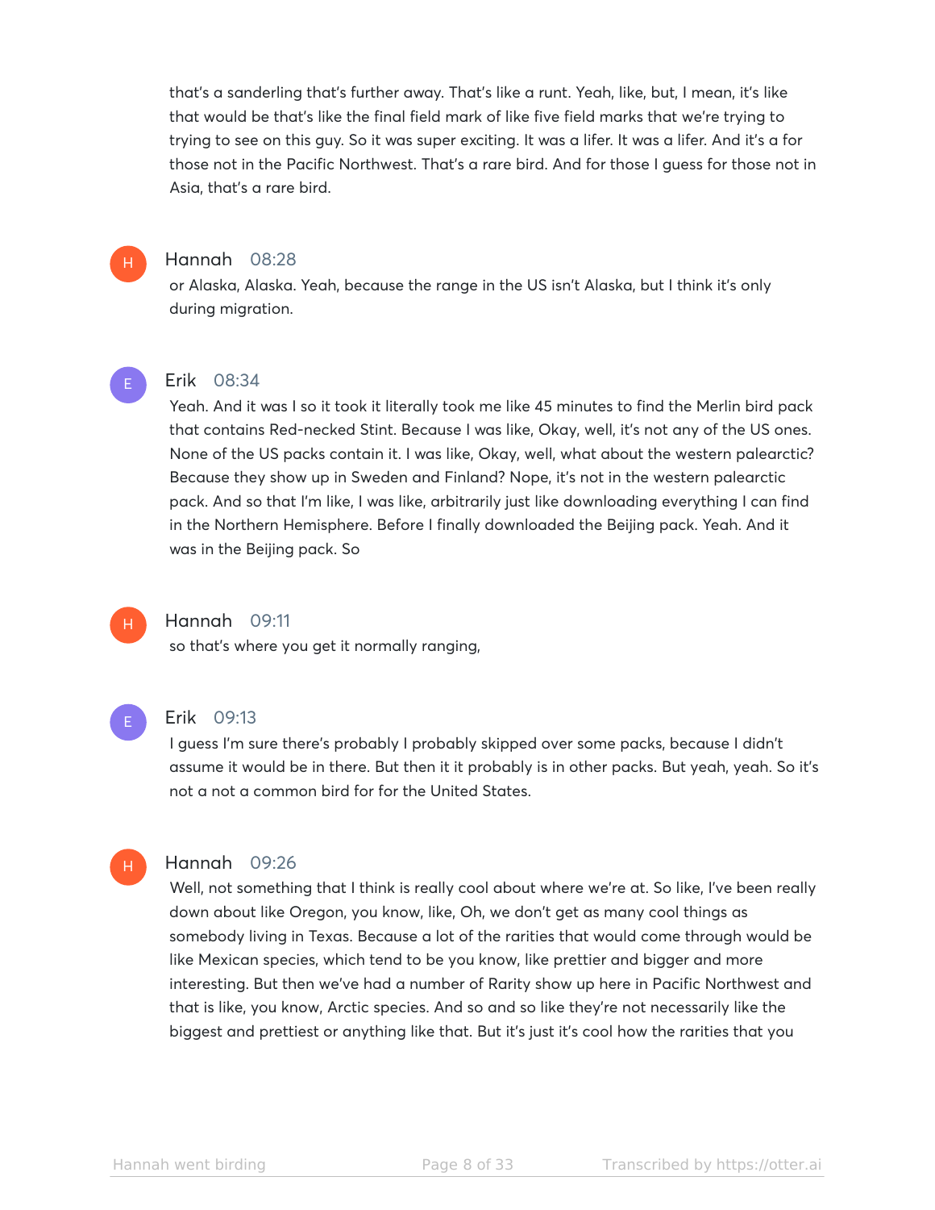that's a sanderling that's further away. That's like a runt. Yeah, like, but, I mean, it's like that would be that's like the final field mark of like five field marks that we're trying to trying to see on this guy. So it was super exciting. It was a lifer. It was a lifer. And it's a for those not in the Pacific Northwest. That's a rare bird. And for those I guess for those not in Asia, that's a rare bird.

**Hannah** 08:28

or Alaska, Alaska. Yeah, because the range in the US isn't Alaska, but I think it's only during migration.

**Erik** 08:34

Yeah. And it was I so it took it literally took me like 45 minutes to find the Merlin bird pack that contains Red-necked Stint. Because I was like, Okay, well, it's not any of the US ones. None of the US packs contain it. I was like, Okay, well, what about the western palearctic? Because they show up in Sweden and Finland? Nope, it's not in the western palearctic pack. And so that I'm like, I was like, arbitrarily just like downloading everything I can find in the Northern Hemisphere. Before I finally downloaded the Beijing pack. Yeah. And it was in the Beijing pack. So

**Hannah** 09:11

so that's where you get it normally ranging,

**Erik** 09:13

I guess I'm sure there's probably I probably skipped over some packs, because I didn't assume it would be in there. But then it it probably is in other packs. But yeah, yeah. So it's not a not a common bird for for the United States.

**Hannah** 09:26

Well, not something that I think is really cool about where we're at. So like, I've been really down about like Oregon, you know, like, Oh, we don't get as many cool things as somebody living in Texas. Because a lot of the rarities that would come through would be like Mexican species, which tend to be you know, like prettier and bigger and more interesting. But then we've had a number of Rarity show up here in Pacific Northwest and that is like, you know, Arctic species. And so and so like they're not necessarily like the biggest and prettiest or anything like that. But it's just it's cool how the rarities that you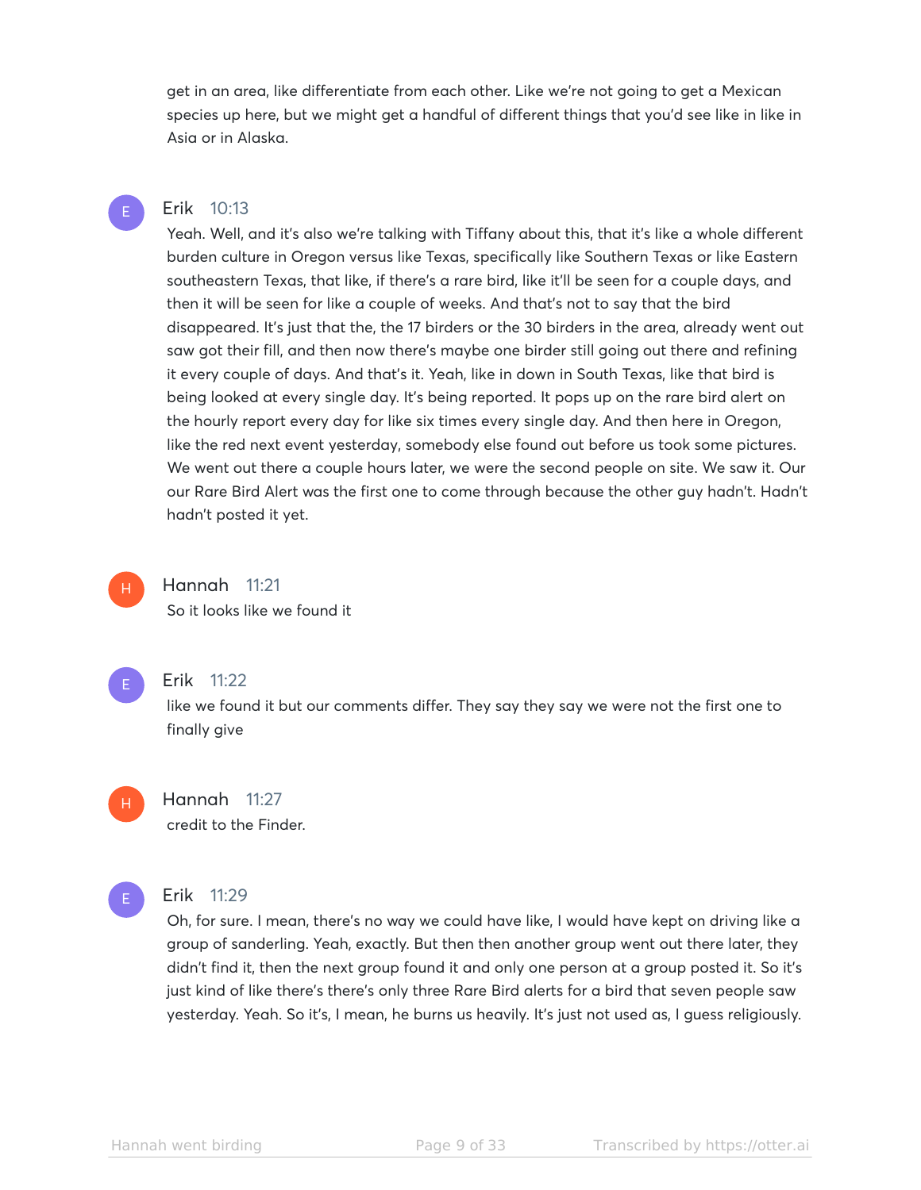get in an area, like differentiate from each other. Like we're not going to get a Mexican species up here, but we might get a handful of different things that you'd see like in like in Asia or in Alaska.

**Erik** 10:13

Yeah. Well, and it's also we're talking with Tiffany about this, that it's like a whole different burden culture in Oregon versus like Texas, specifically like Southern Texas or like Eastern southeastern Texas, that like, if there's a rare bird, like it'll be seen for a couple days, and then it will be seen for like a couple of weeks. And that's not to say that the bird disappeared. It's just that the, the 17 birders or the 30 birders in the area, already went out saw got their fill, and then now there's maybe one birder still going out there and refining it every couple of days. And that's it. Yeah, like in down in South Texas, like that bird is being looked at every single day. It's being reported. It pops up on the rare bird alert on the hourly report every day for like six times every single day. And then here in Oregon, like the red next event yesterday, somebody else found out before us took some pictures. We went out there a couple hours later, we were the second people on site. We saw it. Our our Rare Bird Alert was the first one to come through because the other guy hadn't. Hadn't hadn't posted it yet.

**Hannah** 11:21

So it looks like we found it

**Erik** 11:22

like we found it but our comments differ. They say they say we were not the first one to finally give

**Hannah** 11:27

credit to the Finder.

**Erik** 11:29

Oh, for sure. I mean, there's no way we could have like, I would have kept on driving like a group of sanderling. Yeah, exactly. But then then another group went out there later, they didn't find it, then the next group found it and only one person at a group posted it. So it's just kind of like there's there's only three Rare Bird alerts for a bird that seven people saw yesterday. Yeah. So it's, I mean, he burns us heavily. It's just not used as, I guess religiously.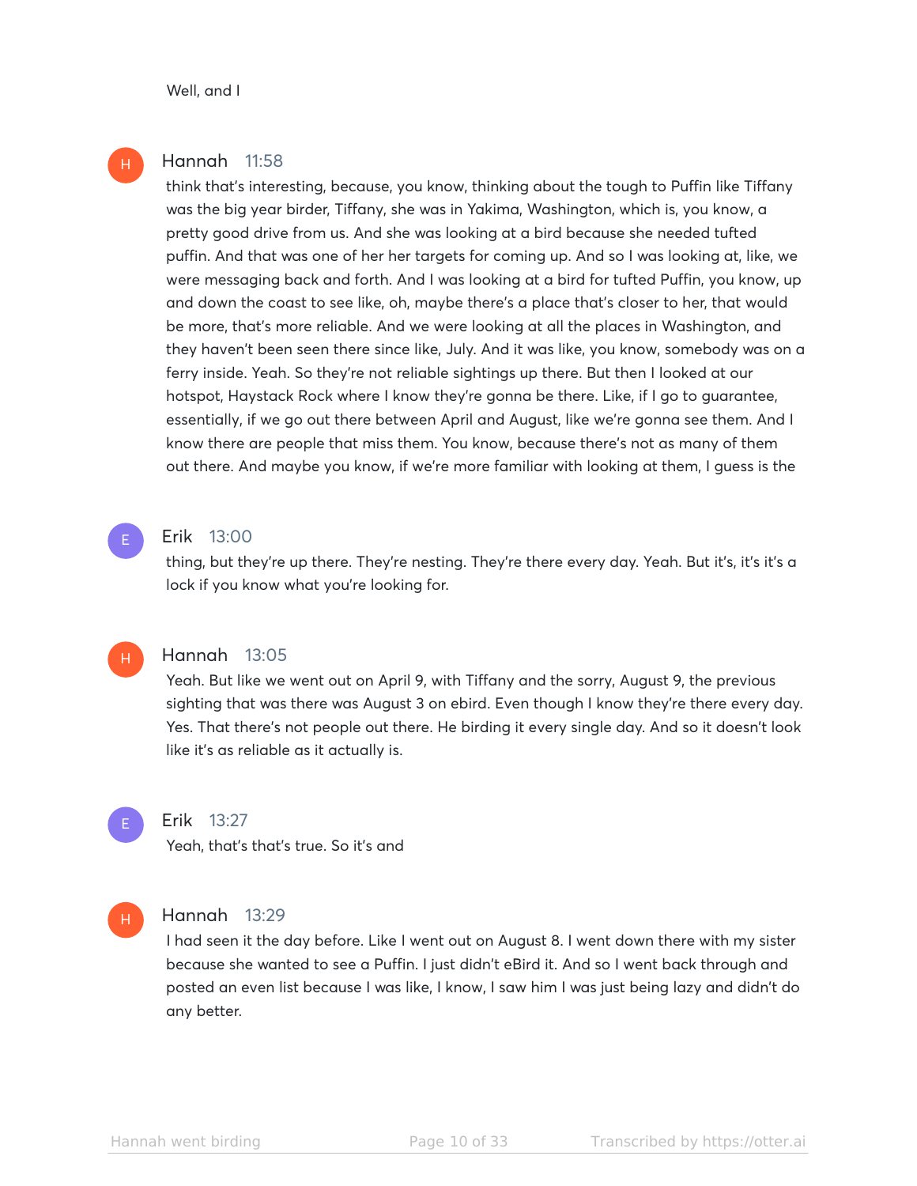Well, and I

**Hannah** 11:58

think that's interesting, because, you know, thinking about the tough to Puffin like Tiffany was the big year birder, Tiffany, she was in Yakima, Washington, which is, you know, a pretty good drive from us. And she was looking at a bird because she needed tufted puffin. And that was one of her her targets for coming up. And so I was looking at, like, we were messaging back and forth. And I was looking at a bird for tufted Puffin, you know, up and down the coast to see like, oh, maybe there's a place that's closer to her, that would be more, that's more reliable. And we were looking at all the places in Washington, and they haven't been seen there since like, July. And it was like, you know, somebody was on a ferry inside. Yeah. So they're not reliable sightings up there. But then I looked at our hotspot, Haystack Rock where I know they're gonna be there. Like, if I go to guarantee, essentially, if we go out there between April and August, like we're gonna see them. And I know there are people that miss them. You know, because there's not as many of them out there. And maybe you know, if we're more familiar with looking at them, I guess is the

**Erik** 13:00

thing, but they're up there. They're nesting. They're there every day. Yeah. But it's, it's it's a lock if you know what you're looking for.

**Hannah** 13:05

Yeah. But like we went out on April 9, with Tiffany and the sorry, August 9, the previous sighting that was there was August 3 on ebird. Even though I know they're there every day. Yes. That there's not people out there. He birding it every single day. And so it doesn't look like it's as reliable as it actually is.

**Erik** 13:27

Yeah, that's that's true. So it's and

**Hannah** 13:29

I had seen it the day before. Like I went out on August 8. I went down there with my sister because she wanted to see a Puffin. I just didn't eBird it. And so I went back through and posted an even list because I was like, I know, I saw him I was just being lazy and didn't do any better.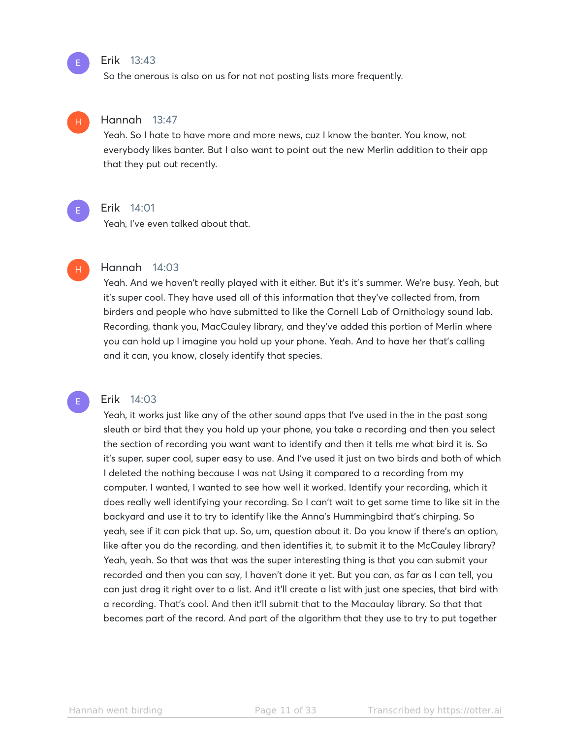**Erik** 13:43

So the onerous is also on us for not not posting lists more frequently.

**Hannah** 13:47

Yeah. So I hate to have more and more news, cuz I know the banter. You know, not everybody likes banter. But I also want to point out the new Merlin addition to their app that they put out recently.

**Erik** 14:01

Yeah, I've even talked about that.

**Hannah** 14:03

Yeah. And we haven't really played with it either. But it's it's summer. We're busy. Yeah, but it's super cool. They have used all of this information that they've collected from, from birders and people who have submitted to like the Cornell Lab of Ornithology sound lab. Recording, thank you, MacCauley library, and they've added this portion of Merlin where you can hold up I imagine you hold up your phone. Yeah. And to have her that's calling and it can, you know, closely identify that species.

**Erik** 14:03

Yeah, it works just like any of the other sound apps that I've used in the in the past song sleuth or bird that they you hold up your phone, you take a recording and then you select the section of recording you want want to identify and then it tells me what bird it is. So it's super, super cool, super easy to use. And I've used it just on two birds and both of which I deleted the nothing because I was not Using it compared to a recording from my computer. I wanted, I wanted to see how well it worked. Identify your recording, which it does really well identifying your recording. So I can't wait to get some time to like sit in the backyard and use it to try to identify like the Anna's Hummingbird that's chirping. So yeah, see if it can pick that up. So, um, question about it. Do you know if there's an option, like after you do the recording, and then identifies it, to submit it to the McCauley library? Yeah, yeah. So that was that was the super interesting thing is that you can submit your recorded and then you can say, I haven't done it yet. But you can, as far as I can tell, you can just drag it right over to a list. And it'll create a list with just one species, that bird with a recording. That's cool. And then it'll submit that to the Macaulay library. So that that becomes part of the record. And part of the algorithm that they use to try to put together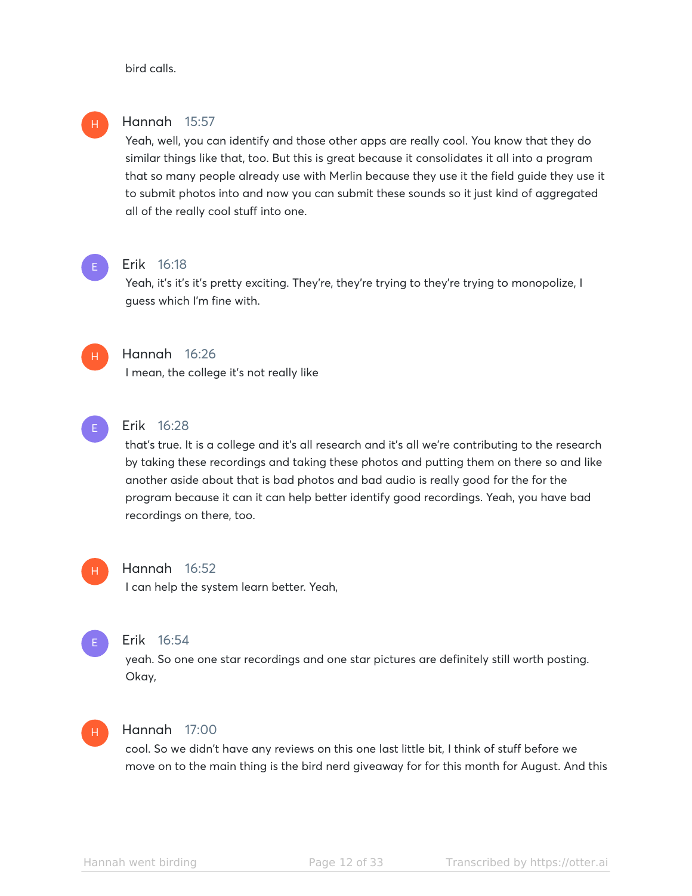bird calls.

**Hannah** 15:57

Yeah, well, you can identify and those other apps are really cool. You know that they do similar things like that, too. But this is great because it consolidates it all into a program that so many people already use with Merlin because they use it the field guide they use it to submit photos into and now you can submit these sounds so it just kind of aggregated all of the really cool stuff into one.

**Erik** 16:18

Yeah, it's it's it's pretty exciting. They're, they're trying to they're trying to monopolize, I guess which I'm fine with.

**Hannah** 16:26

I mean, the college it's not really like

**Erik** 16:28

that's true. It is a college and it's all research and it's all we're contributing to the research by taking these recordings and taking these photos and putting them on there so and like another aside about that is bad photos and bad audio is really good for the for the program because it can it can help better identify good recordings. Yeah, you have bad recordings on there, too.

**Hannah** 16:52

I can help the system learn better. Yeah,

**Erik** 16:54

yeah. So one one star recordings and one star pictures are definitely still worth posting. Okay,

**Hannah** 17:00

cool. So we didn't have any reviews on this one last little bit, I think of stuff before we move on to the main thing is the bird nerd giveaway for for this month for August. And this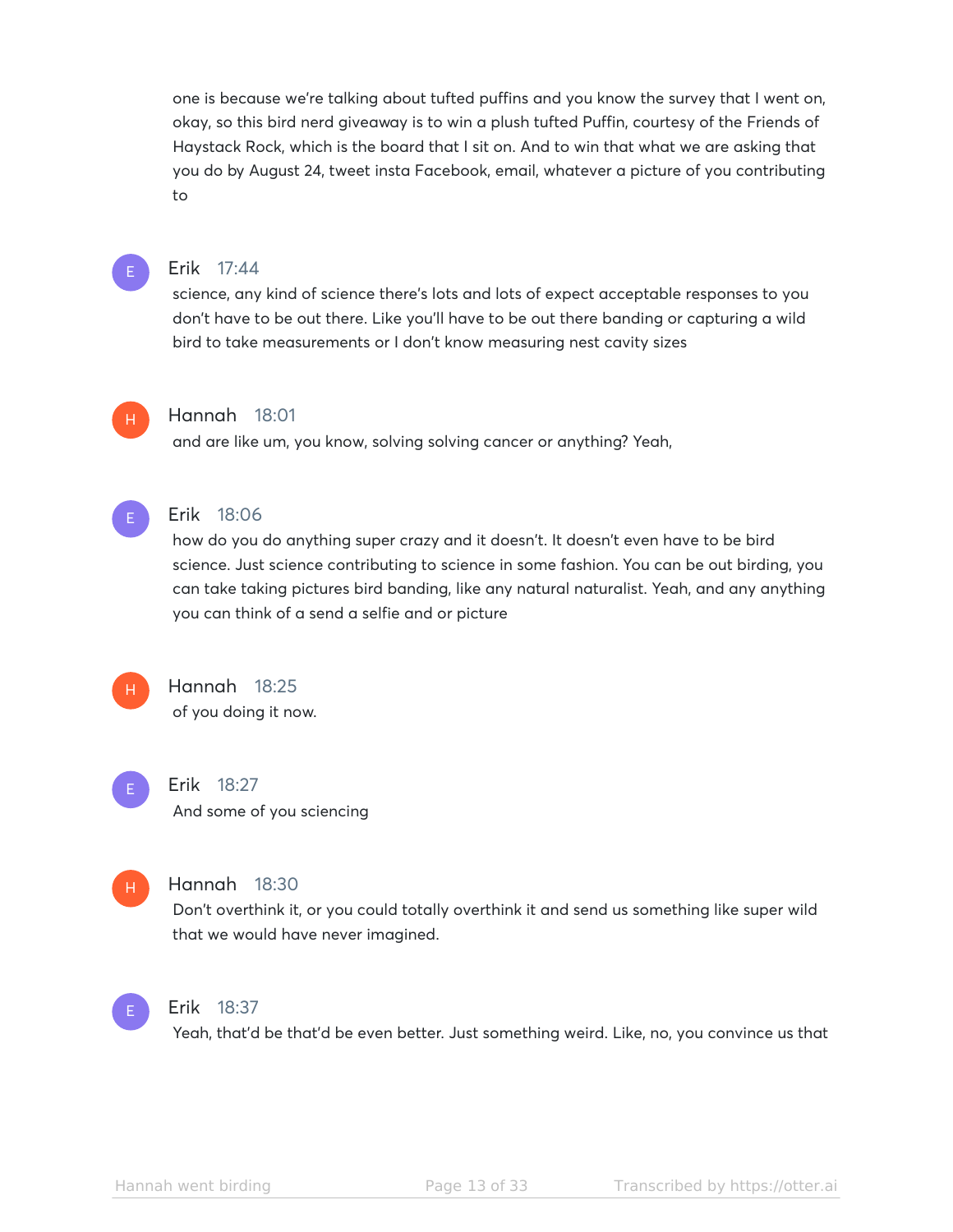one is because we're talking about tufted puffins and you know the survey that I went on, okay, so this bird nerd giveaway is to win a plush tufted Puffin, courtesy of the Friends of Haystack Rock, which is the board that I sit on. And to win that what we are asking that you do by August 24, tweet insta Facebook, email, whatever a picture of you contributing to

**Erik** 17:44

science, any kind of science there's lots and lots of expect acceptable responses to you don't have to be out there. Like you'll have to be out there banding or capturing a wild bird to take measurements or I don't know measuring nest cavity sizes

**Hannah** 18:01

and are like um, you know, solving solving cancer or anything? Yeah,

**Erik** 18:06

how do you do anything super crazy and it doesn't. It doesn't even have to be bird science. Just science contributing to science in some fashion. You can be out birding, you can take taking pictures bird banding, like any natural naturalist. Yeah, and any anything you can think of a send a selfie and or picture

**Hannah** 18:25

of you doing it now.

**Erik** 18:27

And some of you sciencing

**Hannah** 18:30

Don't overthink it, or you could totally overthink it and send us something like super wild that we would have never imagined.

**Erik** 18:37

Yeah, that'd be that'd be even better. Just something weird. Like, no, you convince us that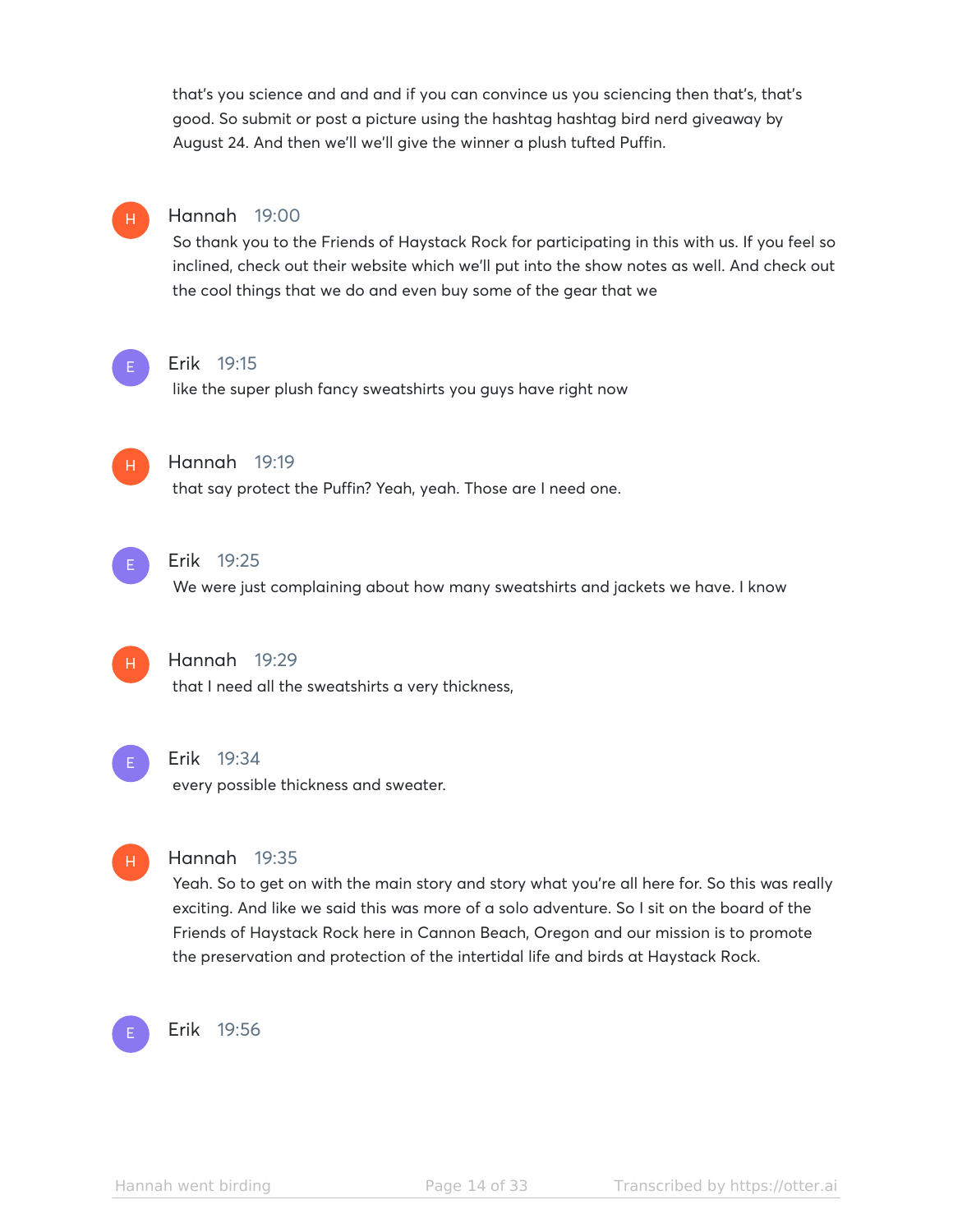that's you science and and and if you can convince us you sciencing then that's, that's good. So submit or post a picture using the hashtag hashtag bird nerd giveaway by August 24. And then we'll we'll give the winner a plush tufted Puffin.

**Hannah** 19:00

So thank you to the Friends of Haystack Rock for participating in this with us. If you feel so inclined, check out their website which we'll put into the show notes as well. And check out the cool things that we do and even buy some of the gear that we

**Erik** 19:15

like the super plush fancy sweatshirts you guys have right now

**Hannah** 19:19

that say protect the Puffin? Yeah, yeah. Those are I need one.

**Erik** 19:25

We were just complaining about how many sweatshirts and jackets we have. I know

**Hannah** 19:29

that I need all the sweatshirts a very thickness,

**Erik** 19:34

every possible thickness and sweater.

**Hannah** 19:35

Yeah. So to get on with the main story and story what you're all here for. So this was really exciting. And like we said this was more of a solo adventure. So I sit on the board of the Friends of Haystack Rock here in Cannon Beach, Oregon and our mission is to promote the preservation and protection of the intertidal life and birds at Haystack Rock.

**Erik** 19:56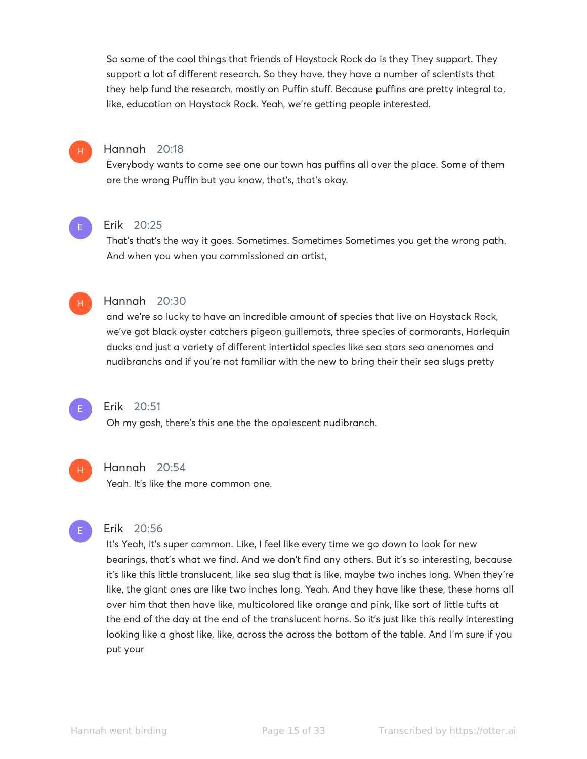So some of the cool things that friends of Haystack Rock do is they They support. They support a lot of different research. So they have, they have a number of scientists that they help fund the research, mostly on Puffin stuff. Because puffins are pretty integral to, like, education on Haystack Rock. Yeah, we're getting people interested.

**Hannah** 20:18
Everybody wants to come see one our town has puffins all over the place. Some of them are the wrong Puffin but you know, that's, that's okay.

**Erik** 20:25
That's that's the way it goes. Sometimes. Sometimes Sometimes you get the wrong path. And when you when you commissioned an artist,

**Hannah** 20:30
and we're so lucky to have an incredible amount of species that live on Haystack Rock, we've got black oyster catchers pigeon guillemots, three species of cormorants, Harlequin ducks and just a variety of different intertidal species like sea stars sea anenomes and nudibranchs and if you're not familiar with the new to bring their their sea slugs pretty

**Erik** 20:51
Oh my gosh, there's this one the the opalescent nudibranch.

**Hannah** 20:54
Yeah. It's like the more common one.

**Erik** 20:56
It's Yeah, it's super common. Like, I feel like every time we go down to look for new bearings, that's what we find. And we don't find any others. But it's so interesting, because it's like this little translucent, like sea slug that is like, maybe two inches long. When they're like, the giant ones are like two inches long. Yeah. And they have like these, these horns all over him that then have like, multicolored like orange and pink, like sort of little tufts at the end of the day at the end of the translucent horns. So it's just like this really interesting looking like a ghost like, like, across the across the bottom of the table. And I'm sure if you put your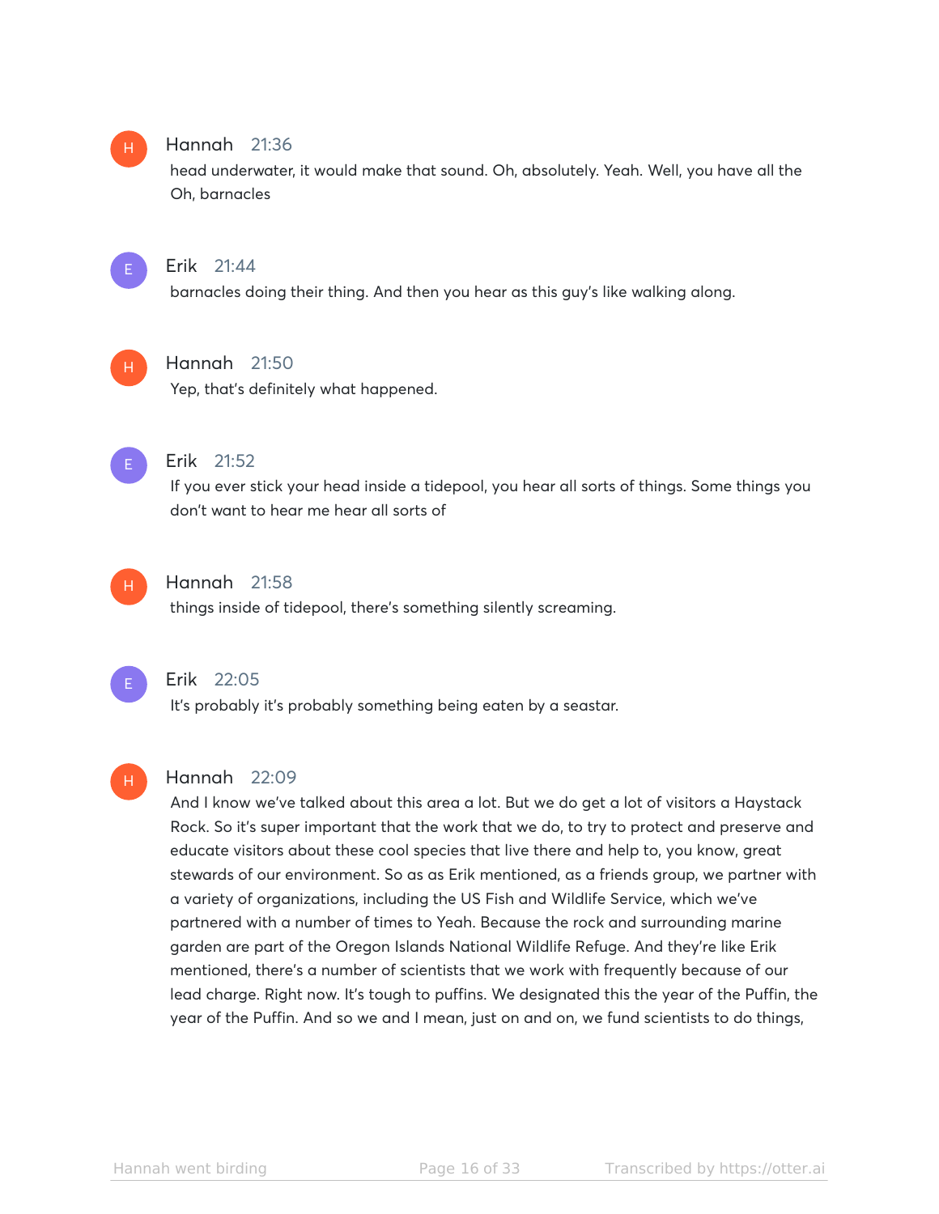**Hannah** 21:36
head underwater, it would make that sound. Oh, absolutely. Yeah. Well, you have all the Oh, barnacles

**Erik** 21:44
barnacles doing their thing. And then you hear as this guy's like walking along.

**Hannah** 21:50
Yep, that's definitely what happened.

**Erik** 21:52
If you ever stick your head inside a tidepool, you hear all sorts of things. Some things you don't want to hear me hear all sorts of

**Hannah** 21:58
things inside of tidepool, there's something silently screaming.

**Erik** 22:05
It's probably it's probably something being eaten by a seastar.

**Hannah** 22:09
And I know we've talked about this area a lot. But we do get a lot of visitors a Haystack Rock. So it's super important that the work that we do, to try to protect and preserve and educate visitors about these cool species that live there and help to, you know, great stewards of our environment. So as as Erik mentioned, as a friends group, we partner with a variety of organizations, including the US Fish and Wildlife Service, which we've partnered with a number of times to Yeah. Because the rock and surrounding marine garden are part of the Oregon Islands National Wildlife Refuge. And they're like Erik mentioned, there's a number of scientists that we work with frequently because of our lead charge. Right now. It's tough to puffins. We designated this the year of the Puffin, the year of the Puffin. And so we and I mean, just on and on, we fund scientists to do things,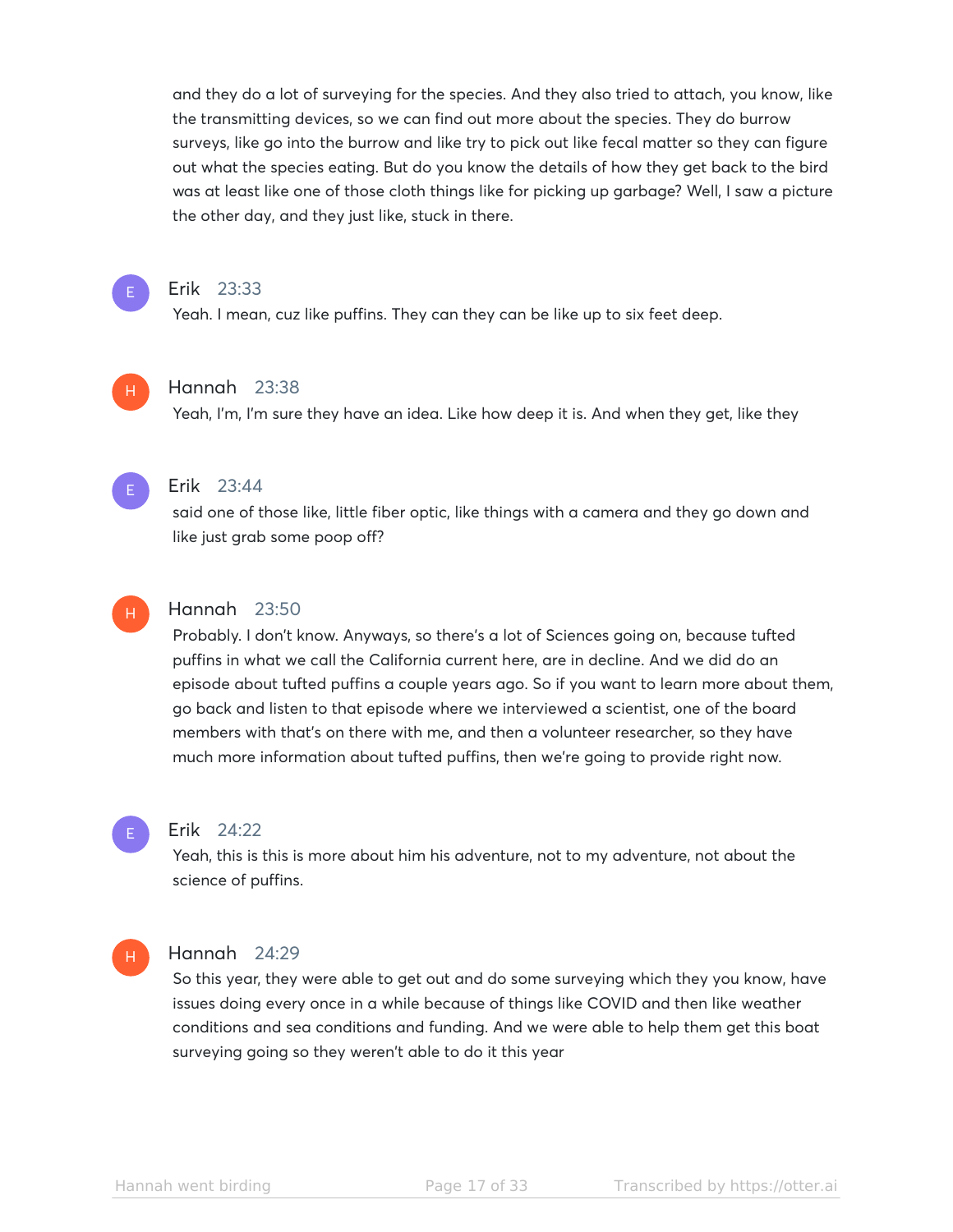and they do a lot of surveying for the species. And they also tried to attach, you know, like the transmitting devices, so we can find out more about the species. They do burrow surveys, like go into the burrow and like try to pick out like fecal matter so they can figure out what the species eating. But do you know the details of how they get back to the bird was at least like one of those cloth things like for picking up garbage? Well, I saw a picture the other day, and they just like, stuck in there.

**Erik** 23:33
Yeah. I mean, cuz like puffins. They can they can be like up to six feet deep.

**Hannah** 23:38
Yeah, I'm, I'm sure they have an idea. Like how deep it is. And when they get, like they

**Erik** 23:44
said one of those like, little fiber optic, like things with a camera and they go down and like just grab some poop off?

**Hannah** 23:50
Probably. I don't know. Anyways, so there's a lot of Sciences going on, because tufted puffins in what we call the California current here, are in decline. And we did do an episode about tufted puffins a couple years ago. So if you want to learn more about them, go back and listen to that episode where we interviewed a scientist, one of the board members with that's on there with me, and then a volunteer researcher, so they have much more information about tufted puffins, then we're going to provide right now.

**Erik** 24:22
Yeah, this is this is more about him his adventure, not to my adventure, not about the science of puffins.

**Hannah** 24:29
So this year, they were able to get out and do some surveying which they you know, have issues doing every once in a while because of things like COVID and then like weather conditions and sea conditions and funding. And we were able to help them get this boat surveying going so they weren't able to do it this year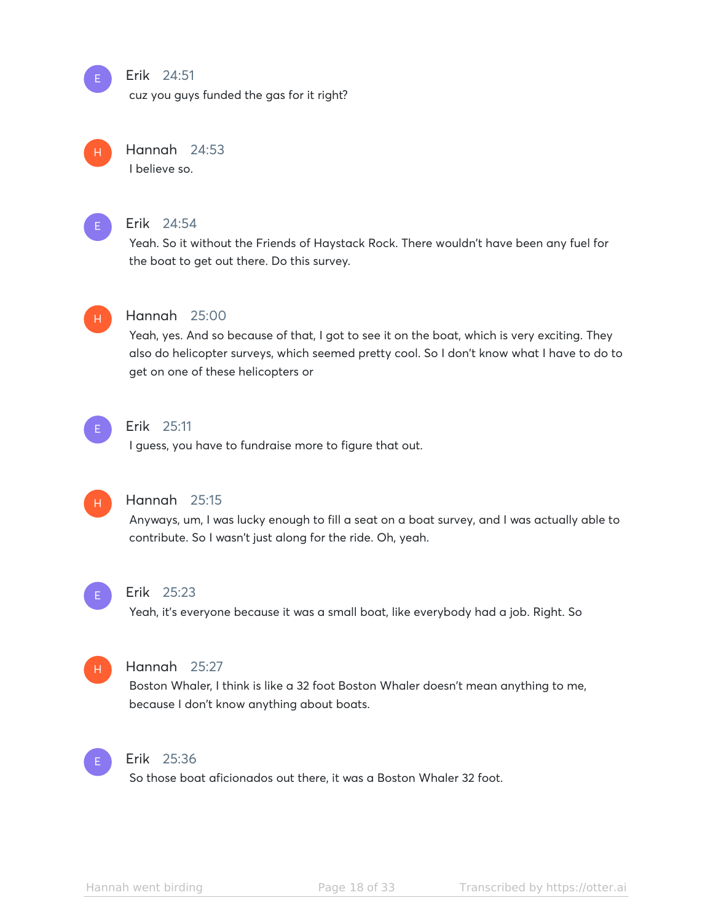**Erik** 24:51
cuz you guys funded the gas for it right?

**Hannah** 24:53
I believe so.

**Erik** 24:54
Yeah. So it without the Friends of Haystack Rock. There wouldn't have been any fuel for the boat to get out there. Do this survey.

**Hannah** 25:00
Yeah, yes. And so because of that, I got to see it on the boat, which is very exciting. They also do helicopter surveys, which seemed pretty cool. So I don't know what I have to do to get on one of these helicopters or

**Erik** 25:11
I guess, you have to fundraise more to figure that out.

**Hannah** 25:15
Anyways, um, I was lucky enough to fill a seat on a boat survey, and I was actually able to contribute. So I wasn't just along for the ride. Oh, yeah.

**Erik** 25:23
Yeah, it's everyone because it was a small boat, like everybody had a job. Right. So

**Hannah** 25:27
Boston Whaler, I think is like a 32 foot Boston Whaler doesn't mean anything to me, because I don't know anything about boats.

**Erik** 25:36
So those boat aficionados out there, it was a Boston Whaler 32 foot.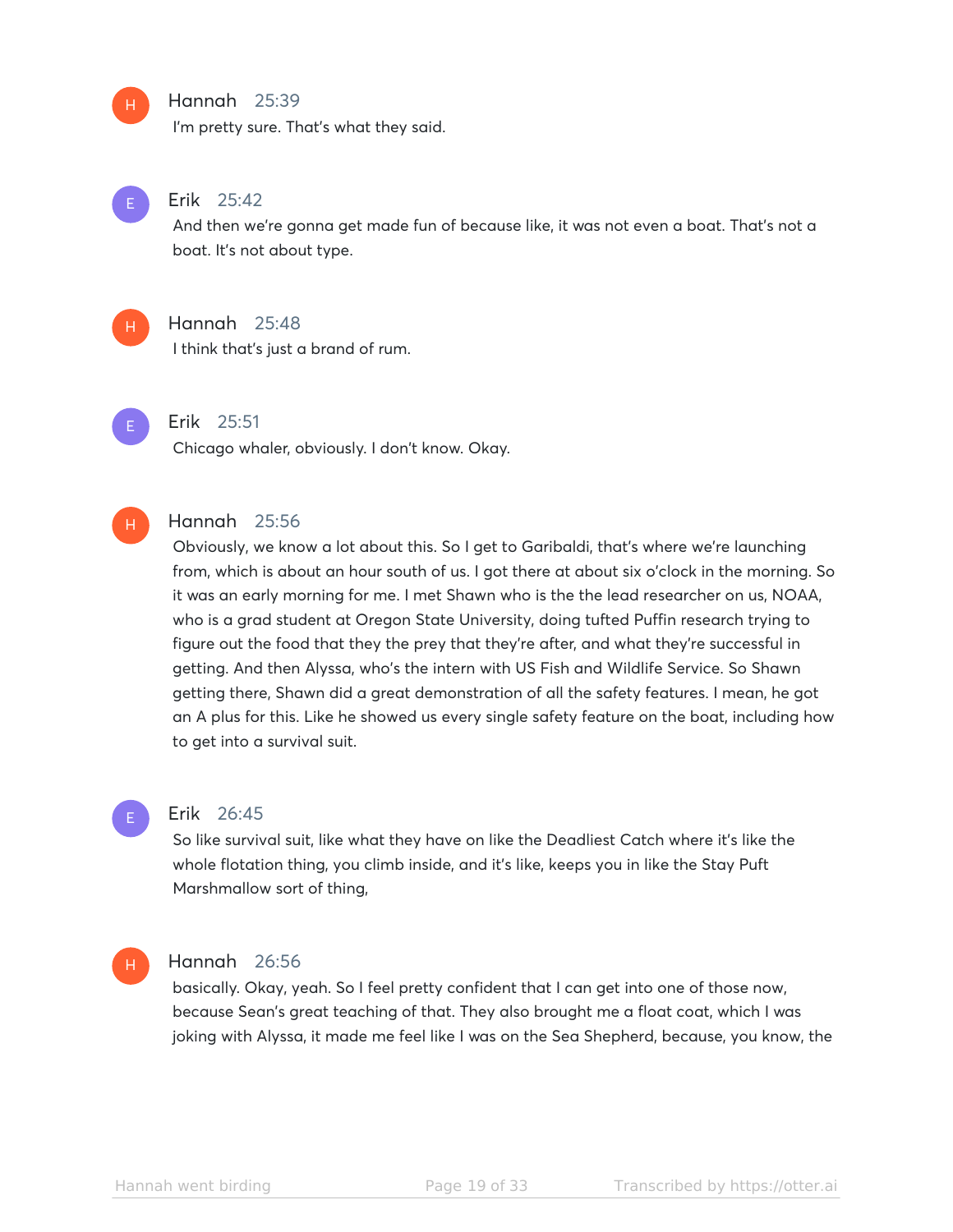**Hannah** 25:39

I'm pretty sure. That's what they said.

**Erik** 25:42

And then we're gonna get made fun of because like, it was not even a boat. That's not a boat. It's not about type.

**Hannah** 25:48

I think that's just a brand of rum.

**Erik** 25:51

Chicago whaler, obviously. I don't know. Okay.

**Hannah** 25:56

Obviously, we know a lot about this. So I get to Garibaldi, that's where we're launching from, which is about an hour south of us. I got there at about six o'clock in the morning. So it was an early morning for me. I met Shawn who is the the lead researcher on us, NOAA, who is a grad student at Oregon State University, doing tufted Puffin research trying to figure out the food that they the prey that they're after, and what they're successful in getting. And then Alyssa, who's the intern with US Fish and Wildlife Service. So Shawn getting there, Shawn did a great demonstration of all the safety features. I mean, he got an A plus for this. Like he showed us every single safety feature on the boat, including how to get into a survival suit.

**Erik** 26:45

So like survival suit, like what they have on like the Deadliest Catch where it's like the whole flotation thing, you climb inside, and it's like, keeps you in like the Stay Puft Marshmallow sort of thing,

**Hannah** 26:56

basically. Okay, yeah. So I feel pretty confident that I can get into one of those now, because Sean's great teaching of that. They also brought me a float coat, which I was joking with Alyssa, it made me feel like I was on the Sea Shepherd, because, you know, the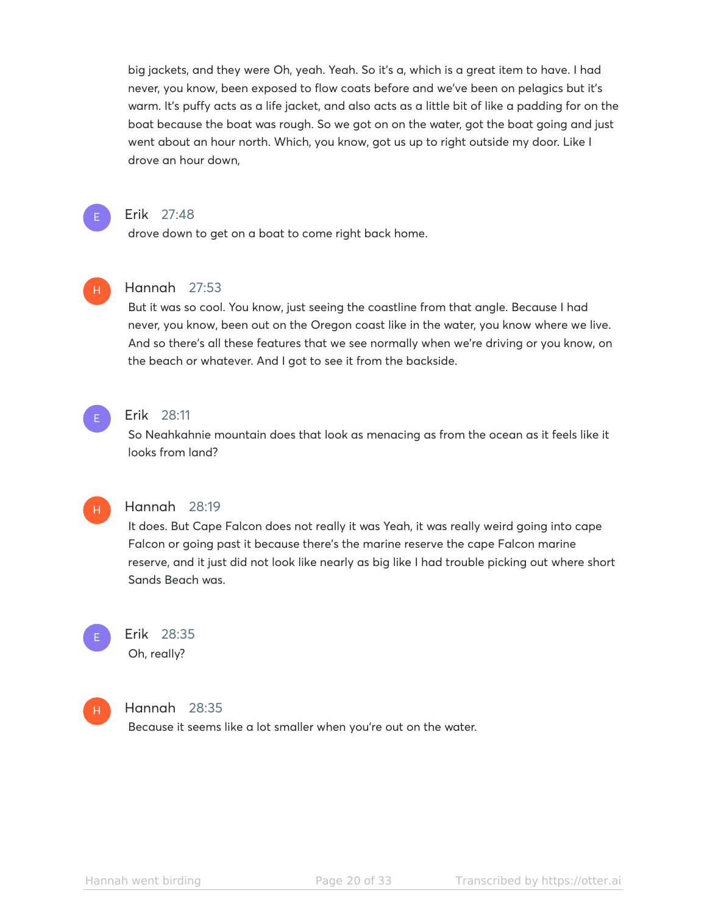big jackets, and they were Oh, yeah. Yeah. So it's a, which is a great item to have. I had never, you know, been exposed to flow coats before and we've been on pelagics but it's warm. It's puffy acts as a life jacket, and also acts as a little bit of like a padding for on the boat because the boat was rough. So we got on on the water, got the boat going and just went about an hour north. Which, you know, got us up to right outside my door. Like I drove an hour down,

**Erik** 27:48
drove down to get on a boat to come right back home.

**Hannah** 27:53
But it was so cool. You know, just seeing the coastline from that angle. Because I had never, you know, been out on the Oregon coast like in the water, you know where we live. And so there's all these features that we see normally when we're driving or you know, on the beach or whatever. And I got to see it from the backside.

**Erik** 28:11
So Neahkahnie mountain does that look as menacing as from the ocean as it feels like it looks from land?

**Hannah** 28:19
It does. But Cape Falcon does not really it was Yeah, it was really weird going into cape Falcon or going past it because there's the marine reserve the cape Falcon marine reserve, and it just did not look like nearly as big like I had trouble picking out where short Sands Beach was.

**Erik** 28:35
Oh, really?

**Hannah** 28:35
Because it seems like a lot smaller when you're out on the water.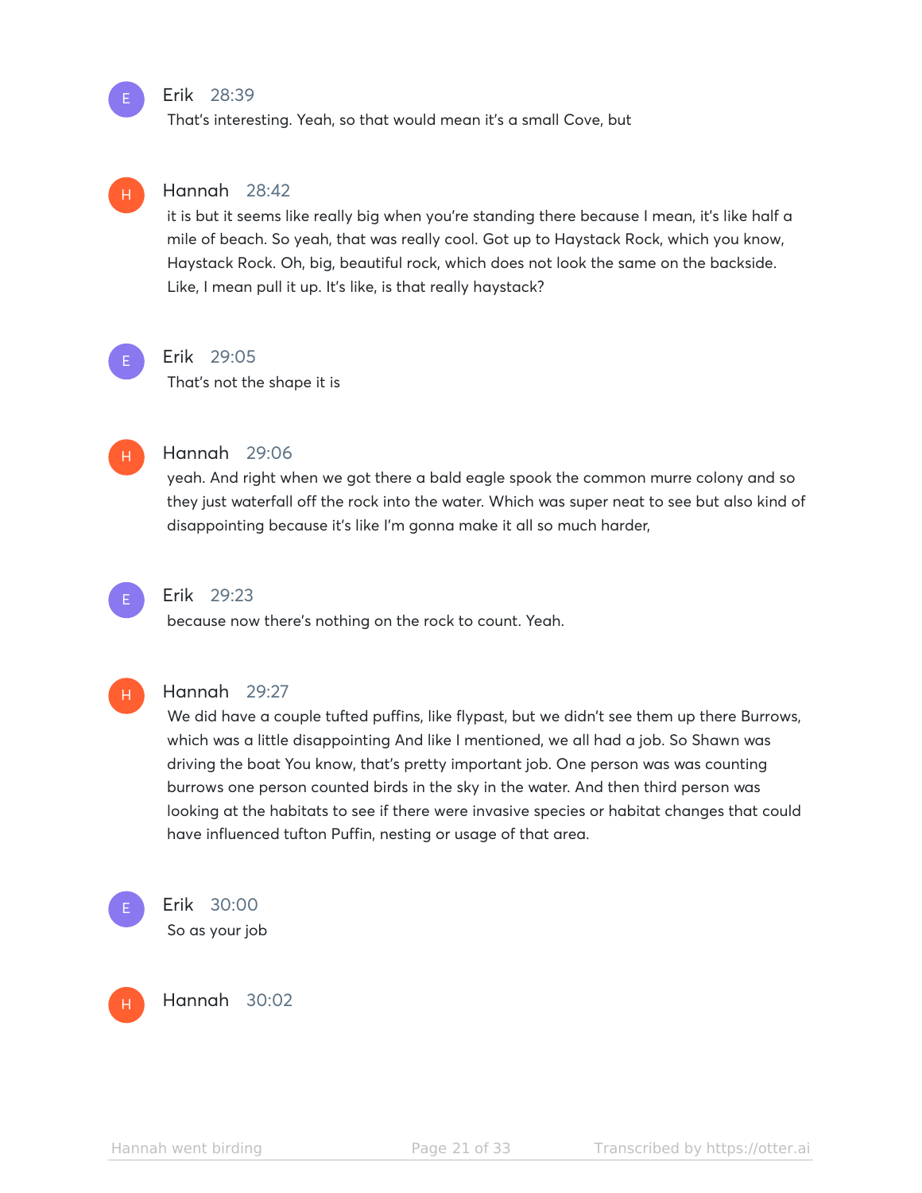**Erik** 28:39

That's interesting. Yeah, so that would mean it's a small Cove, but

**Hannah** 28:42

it is but it seems like really big when you're standing there because I mean, it's like half a mile of beach. So yeah, that was really cool. Got up to Haystack Rock, which you know, Haystack Rock. Oh, big, beautiful rock, which does not look the same on the backside. Like, I mean pull it up. It's like, is that really haystack?

**Erik** 29:05

That's not the shape it is

**Hannah** 29:06

yeah. And right when we got there a bald eagle spook the common murre colony and so they just waterfall off the rock into the water. Which was super neat to see but also kind of disappointing because it's like I'm gonna make it all so much harder,

**Erik** 29:23

because now there's nothing on the rock to count. Yeah.

**Hannah** 29:27

We did have a couple tufted puffins, like flypast, but we didn't see them up there Burrows, which was a little disappointing And like I mentioned, we all had a job. So Shawn was driving the boat You know, that's pretty important job. One person was was counting burrows one person counted birds in the sky in the water. And then third person was looking at the habitats to see if there were invasive species or habitat changes that could have influenced tufton Puffin, nesting or usage of that area.

**Erik** 30:00

So as your job

**Hannah** 30:02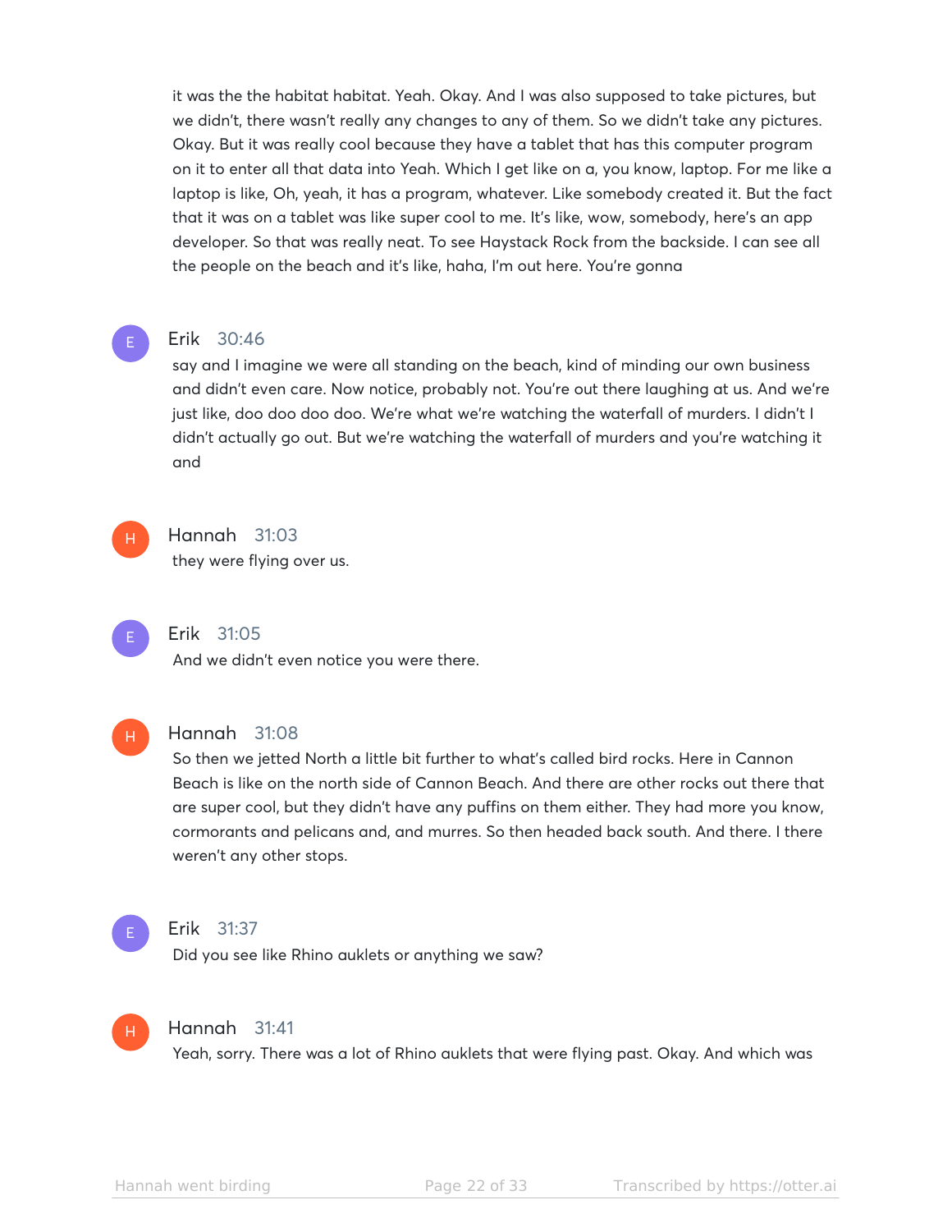it was the the habitat habitat. Yeah. Okay. And I was also supposed to take pictures, but we didn't, there wasn't really any changes to any of them. So we didn't take any pictures. Okay. But it was really cool because they have a tablet that has this computer program on it to enter all that data into Yeah. Which I get like on a, you know, laptop. For me like a laptop is like, Oh, yeah, it has a program, whatever. Like somebody created it. But the fact that it was on a tablet was like super cool to me. It's like, wow, somebody, here's an app developer. So that was really neat. To see Haystack Rock from the backside. I can see all the people on the beach and it's like, haha, I'm out here. You're gonna

**Erik** 30:46
say and I imagine we were all standing on the beach, kind of minding our own business and didn't even care. Now notice, probably not. You're out there laughing at us. And we're just like, doo doo doo doo. We're what we're watching the waterfall of murders. I didn't I didn't actually go out. But we're watching the waterfall of murders and you're watching it and

**Hannah** 31:03
they were flying over us.

**Erik** 31:05
And we didn't even notice you were there.

**Hannah** 31:08
So then we jetted North a little bit further to what's called bird rocks. Here in Cannon Beach is like on the north side of Cannon Beach. And there are other rocks out there that are super cool, but they didn't have any puffins on them either. They had more you know, cormorants and pelicans and, and murres. So then headed back south. And there. I there weren't any other stops.

**Erik** 31:37
Did you see like Rhino auklets or anything we saw?

**Hannah** 31:41
Yeah, sorry. There was a lot of Rhino auklets that were flying past. Okay. And which was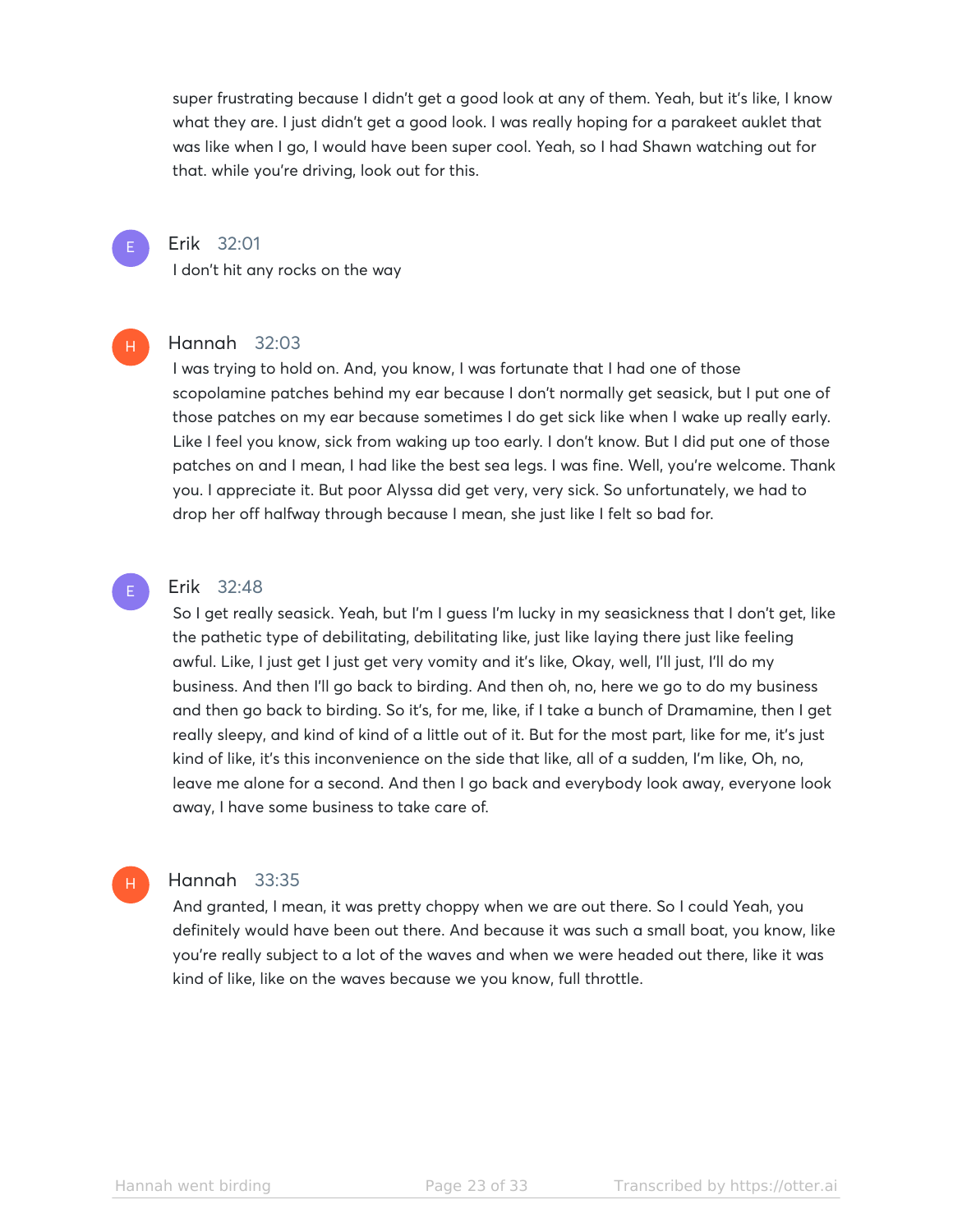super frustrating because I didn't get a good look at any of them. Yeah, but it's like, I know what they are. I just didn't get a good look. I was really hoping for a parakeet auklet that was like when I go, I would have been super cool. Yeah, so I had Shawn watching out for that. while you're driving, look out for this.

**Erik** 32:01

I don't hit any rocks on the way

**Hannah** 32:03

I was trying to hold on. And, you know, I was fortunate that I had one of those scopolamine patches behind my ear because I don't normally get seasick, but I put one of those patches on my ear because sometimes I do get sick like when I wake up really early. Like I feel you know, sick from waking up too early. I don't know. But I did put one of those patches on and I mean, I had like the best sea legs. I was fine. Well, you're welcome. Thank you. I appreciate it. But poor Alyssa did get very, very sick. So unfortunately, we had to drop her off halfway through because I mean, she just like I felt so bad for.

**Erik** 32:48

So I get really seasick. Yeah, but I'm I guess I'm lucky in my seasickness that I don't get, like the pathetic type of debilitating, debilitating like, just like laying there just like feeling awful. Like, I just get I just get very vomity and it's like, Okay, well, I'll just, I'll do my business. And then I'll go back to birding. And then oh, no, here we go to do my business and then go back to birding. So it's, for me, like, if I take a bunch of Dramamine, then I get really sleepy, and kind of kind of a little out of it. But for the most part, like for me, it's just kind of like, it's this inconvenience on the side that like, all of a sudden, I'm like, Oh, no, leave me alone for a second. And then I go back and everybody look away, everyone look away, I have some business to take care of.

**Hannah** 33:35

And granted, I mean, it was pretty choppy when we are out there. So I could Yeah, you definitely would have been out there. And because it was such a small boat, you know, like you're really subject to a lot of the waves and when we were headed out there, like it was kind of like, like on the waves because we you know, full throttle.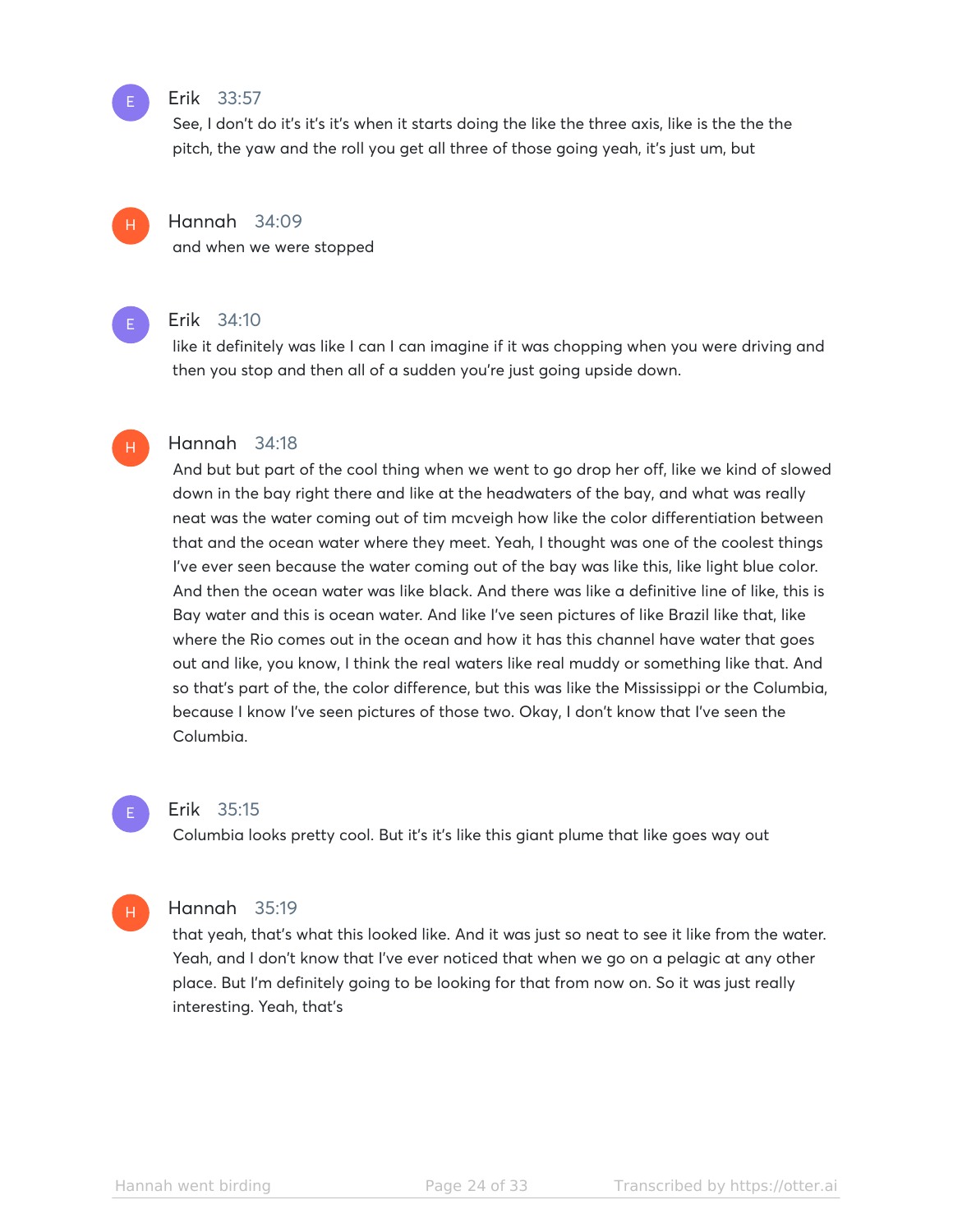**Erik** 33:57

See, I don't do it's it's it's when it starts doing the like the three axis, like is the the the pitch, the yaw and the roll you get all three of those going yeah, it's just um, but

**Hannah** 34:09

and when we were stopped

**Erik** 34:10

like it definitely was like I can I can imagine if it was chopping when you were driving and then you stop and then all of a sudden you're just going upside down.

**Hannah** 34:18

And but but part of the cool thing when we went to go drop her off, like we kind of slowed down in the bay right there and like at the headwaters of the bay, and what was really neat was the water coming out of tim mcveigh how like the color differentiation between that and the ocean water where they meet. Yeah, I thought was one of the coolest things I've ever seen because the water coming out of the bay was like this, like light blue color. And then the ocean water was like black. And there was like a definitive line of like, this is Bay water and this is ocean water. And like I've seen pictures of like Brazil like that, like where the Rio comes out in the ocean and how it has this channel have water that goes out and like, you know, I think the real waters like real muddy or something like that. And so that's part of the, the color difference, but this was like the Mississippi or the Columbia, because I know I've seen pictures of those two. Okay, I don't know that I've seen the Columbia.

**Erik** 35:15

Columbia looks pretty cool. But it's it's like this giant plume that like goes way out

**Hannah** 35:19

that yeah, that's what this looked like. And it was just so neat to see it like from the water. Yeah, and I don't know that I've ever noticed that when we go on a pelagic at any other place. But I'm definitely going to be looking for that from now on. So it was just really interesting. Yeah, that's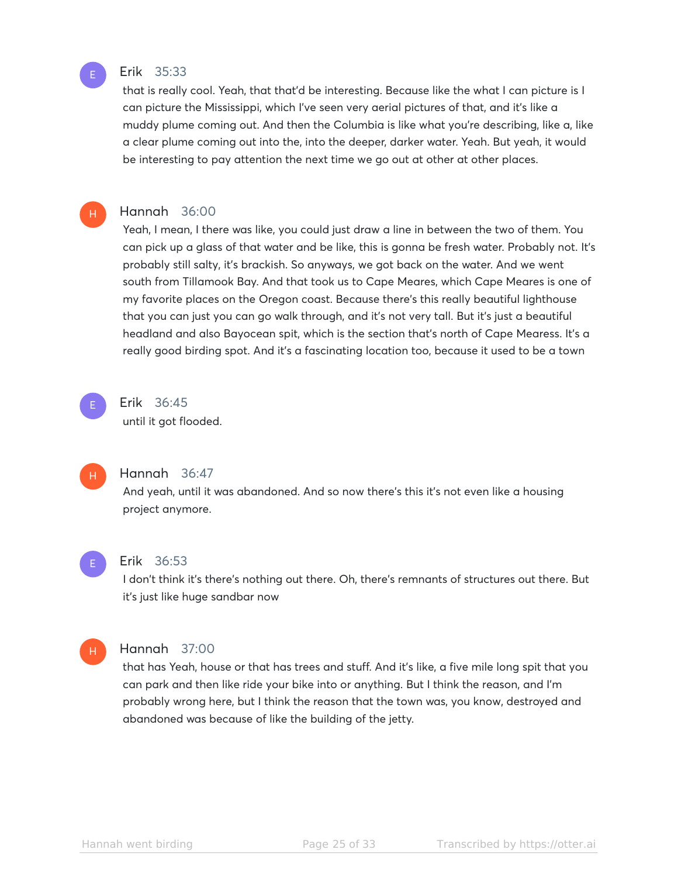Erik 35:33

that is really cool. Yeah, that that'd be interesting. Because like the what I can picture is I can picture the Mississippi, which I've seen very aerial pictures of that, and it's like a muddy plume coming out. And then the Columbia is like what you're describing, like a, like a clear plume coming out into the, into the deeper, darker water. Yeah. But yeah, it would be interesting to pay attention the next time we go out at other at other places.

Hannah 36:00

Yeah, I mean, I there was like, you could just draw a line in between the two of them. You can pick up a glass of that water and be like, this is gonna be fresh water. Probably not. It's probably still salty, it's brackish. So anyways, we got back on the water. And we went south from Tillamook Bay. And that took us to Cape Meares, which Cape Meares is one of my favorite places on the Oregon coast. Because there's this really beautiful lighthouse that you can just you can go walk through, and it's not very tall. But it's just a beautiful headland and also Bayocean spit, which is the section that's north of Cape Mearess. It's a really good birding spot. And it's a fascinating location too, because it used to be a town

Erik 36:45

until it got flooded.

Hannah 36:47

And yeah, until it was abandoned. And so now there's this it's not even like a housing project anymore.

Erik 36:53

I don't think it's there's nothing out there. Oh, there's remnants of structures out there. But it's just like huge sandbar now

Hannah 37:00

that has Yeah, house or that has trees and stuff. And it's like, a five mile long spit that you can park and then like ride your bike into or anything. But I think the reason, and I'm probably wrong here, but I think the reason that the town was, you know, destroyed and abandoned was because of like the building of the jetty.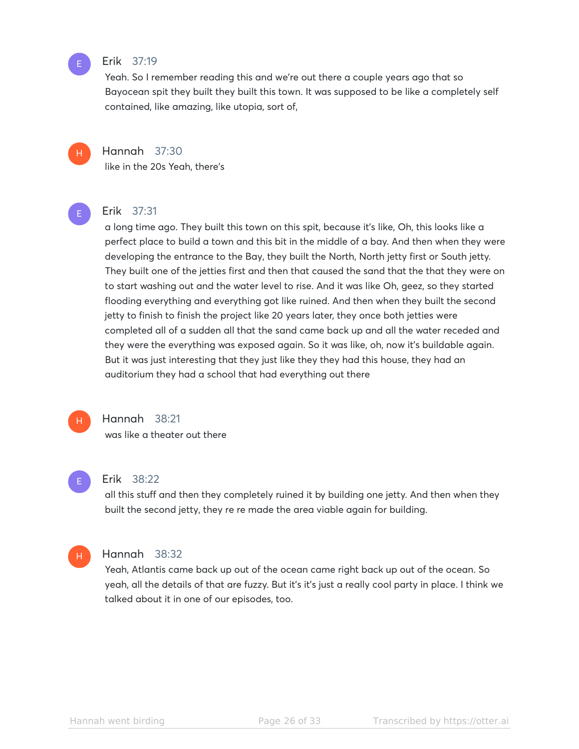**Erik** 37:19
Yeah. So I remember reading this and we're out there a couple years ago that so Bayocean spit they built they built this town. It was supposed to be like a completely self contained, like amazing, like utopia, sort of,

**Hannah** 37:30
like in the 20s Yeah, there's

**Erik** 37:31
a long time ago. They built this town on this spit, because it's like, Oh, this looks like a perfect place to build a town and this bit in the middle of a bay. And then when they were developing the entrance to the Bay, they built the North, North jetty first or South jetty. They built one of the jetties first and then that caused the sand that the that they were on to start washing out and the water level to rise. And it was like Oh, geez, so they started flooding everything and everything got like ruined. And then when they built the second jetty to finish to finish the project like 20 years later, they once both jetties were completed all of a sudden all that the sand came back up and all the water receded and they were the everything was exposed again. So it was like, oh, now it's buildable again. But it was just interesting that they just like they they had this house, they had an auditorium they had a school that had everything out there

**Hannah** 38:21
was like a theater out there

**Erik** 38:22
all this stuff and then they completely ruined it by building one jetty. And then when they built the second jetty, they re re made the area viable again for building.

**Hannah** 38:32
Yeah, Atlantis came back up out of the ocean came right back up out of the ocean. So yeah, all the details of that are fuzzy. But it's it's just a really cool party in place. I think we talked about it in one of our episodes, too.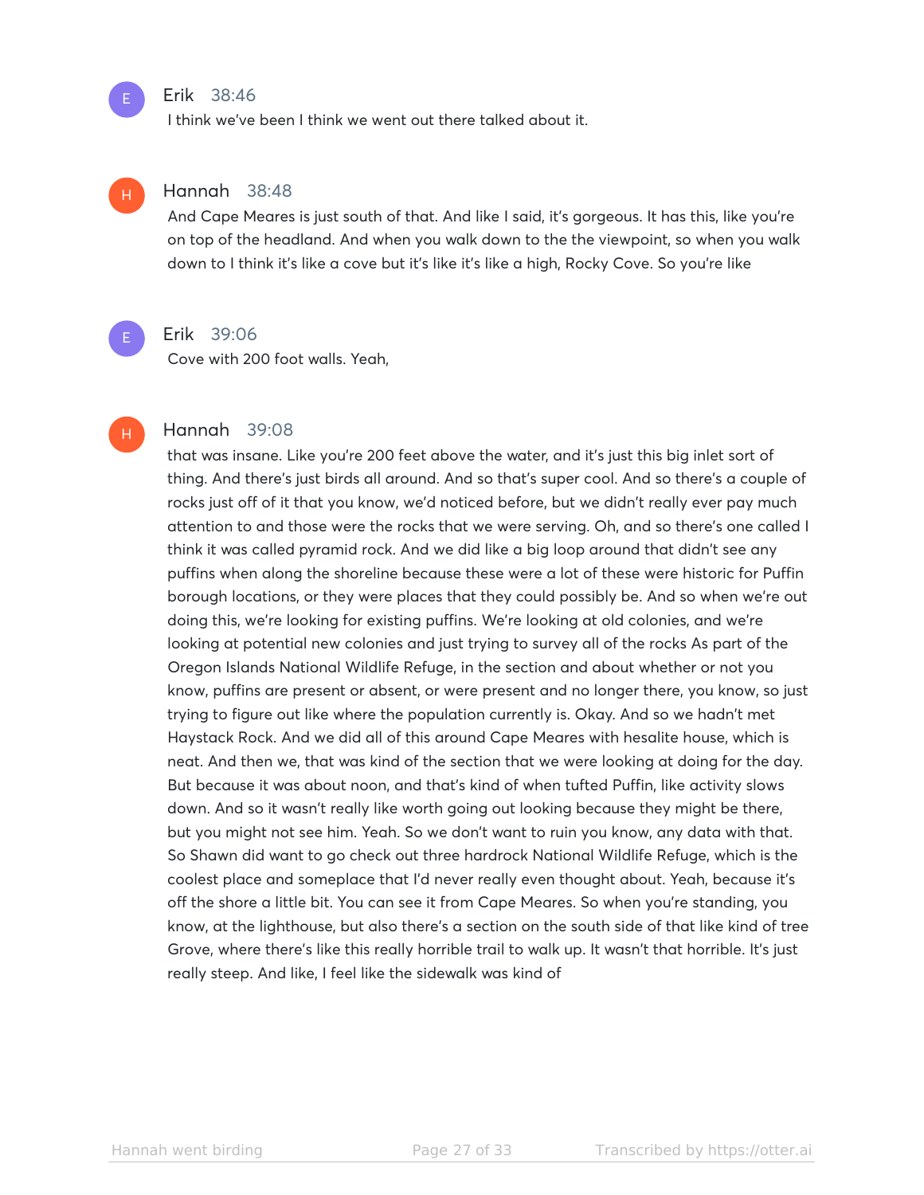**Erik** 38:46

I think we've been I think we went out there talked about it.

**Hannah** 38:48

And Cape Meares is just south of that. And like I said, it's gorgeous. It has this, like you're on top of the headland. And when you walk down to the the viewpoint, so when you walk down to I think it's like a cove but it's like it's like a high, Rocky Cove. So you're like

**Erik** 39:06

Cove with 200 foot walls. Yeah,

**Hannah** 39:08

that was insane. Like you're 200 feet above the water, and it's just this big inlet sort of thing. And there's just birds all around. And so that's super cool. And so there's a couple of rocks just off of it that you know, we'd noticed before, but we didn't really ever pay much attention to and those were the rocks that we were serving. Oh, and so there's one called I think it was called pyramid rock. And we did like a big loop around that didn't see any puffins when along the shoreline because these were a lot of these were historic for Puffin borough locations, or they were places that they could possibly be. And so when we're out doing this, we're looking for existing puffins. We're looking at old colonies, and we're looking at potential new colonies and just trying to survey all of the rocks As part of the Oregon Islands National Wildlife Refuge, in the section and about whether or not you know, puffins are present or absent, or were present and no longer there, you know, so just trying to figure out like where the population currently is. Okay. And so we hadn't met Haystack Rock. And we did all of this around Cape Meares with hesalite house, which is neat. And then we, that was kind of the section that we were looking at doing for the day. But because it was about noon, and that's kind of when tufted Puffin, like activity slows down. And so it wasn't really like worth going out looking because they might be there, but you might not see him. Yeah. So we don't want to ruin you know, any data with that. So Shawn did want to go check out three hardrock National Wildlife Refuge, which is the coolest place and someplace that I'd never really even thought about. Yeah, because it's off the shore a little bit. You can see it from Cape Meares. So when you're standing, you know, at the lighthouse, but also there's a section on the south side of that like kind of tree Grove, where there's like this really horrible trail to walk up. It wasn't that horrible. It's just really steep. And like, I feel like the sidewalk was kind of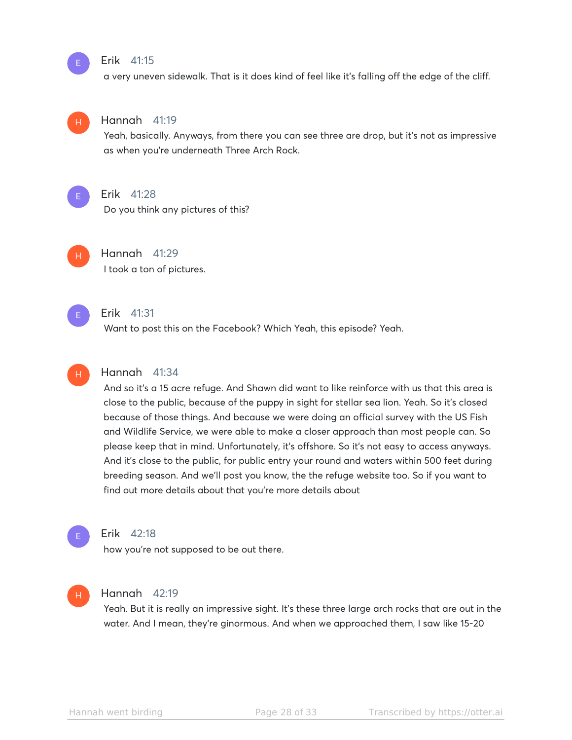**Erik** 41:15
a very uneven sidewalk. That is it does kind of feel like it's falling off the edge of the cliff.

**Hannah** 41:19
Yeah, basically. Anyways, from there you can see three are drop, but it's not as impressive as when you're underneath Three Arch Rock.

**Erik** 41:28
Do you think any pictures of this?

**Hannah** 41:29
I took a ton of pictures.

**Erik** 41:31
Want to post this on the Facebook? Which Yeah, this episode? Yeah.

**Hannah** 41:34
And so it's a 15 acre refuge. And Shawn did want to like reinforce with us that this area is close to the public, because of the puppy in sight for stellar sea lion. Yeah. So it's closed because of those things. And because we were doing an official survey with the US Fish and Wildlife Service, we were able to make a closer approach than most people can. So please keep that in mind. Unfortunately, it's offshore. So it's not easy to access anyways. And it's close to the public, for public entry your round and waters within 500 feet during breeding season. And we'll post you know, the the refuge website too. So if you want to find out more details about that you're more details about

**Erik** 42:18
how you're not supposed to be out there.

**Hannah** 42:19
Yeah. But it is really an impressive sight. It's these three large arch rocks that are out in the water. And I mean, they're ginormous. And when we approached them, I saw like 15-20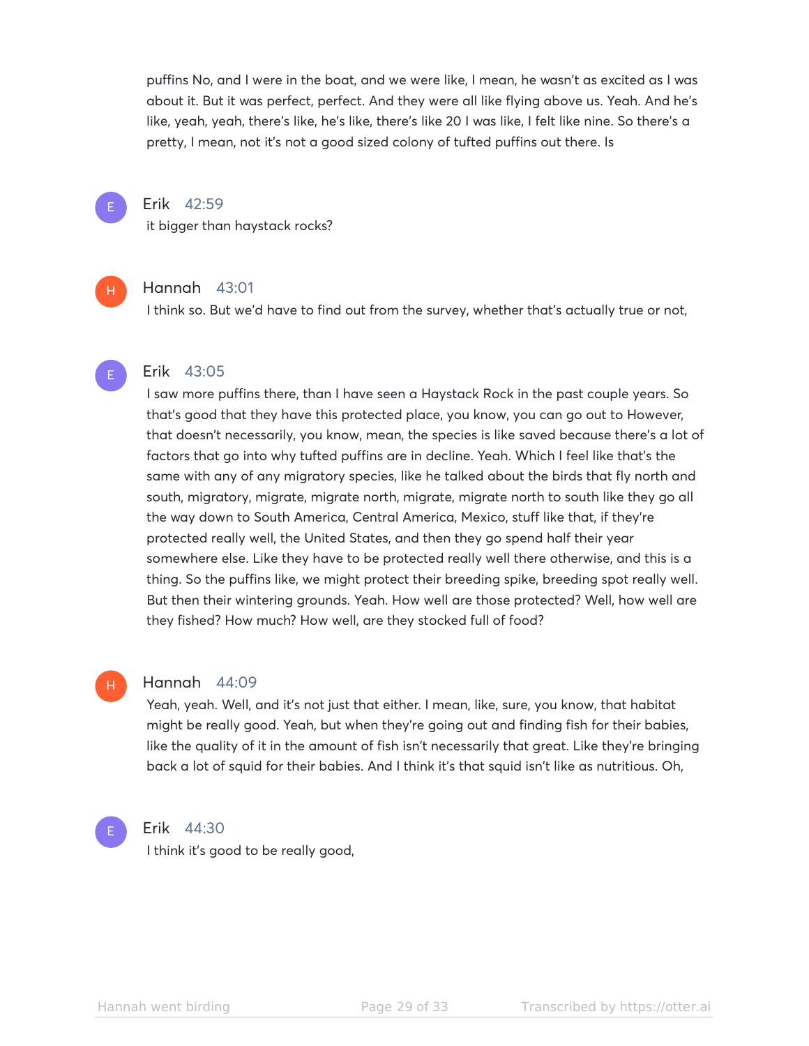puffins No, and I were in the boat, and we were like, I mean, he wasn't as excited as I was about it. But it was perfect, perfect. And they were all like flying above us. Yeah. And he's like, yeah, yeah, there's like, he's like, there's like 20 I was like, I felt like nine. So there's a pretty, I mean, not it's not a good sized colony of tufted puffins out there. Is

**Erik** 42:59

it bigger than haystack rocks?

**Hannah** 43:01

I think so. But we'd have to find out from the survey, whether that's actually true or not,

**Erik** 43:05

I saw more puffins there, than I have seen a Haystack Rock in the past couple years. So that's good that they have this protected place, you know, you can go out to However, that doesn't necessarily, you know, mean, the species is like saved because there's a lot of factors that go into why tufted puffins are in decline. Yeah. Which I feel like that's the same with any of any migratory species, like he talked about the birds that fly north and south, migratory, migrate, migrate north, migrate, migrate north to south like they go all the way down to South America, Central America, Mexico, stuff like that, if they're protected really well, the United States, and then they go spend half their year somewhere else. Like they have to be protected really well there otherwise, and this is a thing. So the puffins like, we might protect their breeding spike, breeding spot really well. But then their wintering grounds. Yeah. How well are those protected? Well, how well are they fished? How much? How well, are they stocked full of food?

**Hannah** 44:09

Yeah, yeah. Well, and it's not just that either. I mean, like, sure, you know, that habitat might be really good. Yeah, but when they're going out and finding fish for their babies, like the quality of it in the amount of fish isn't necessarily that great. Like they're bringing back a lot of squid for their babies. And I think it's that squid isn't like as nutritious. Oh,

**Erik** 44:30

I think it's good to be really good,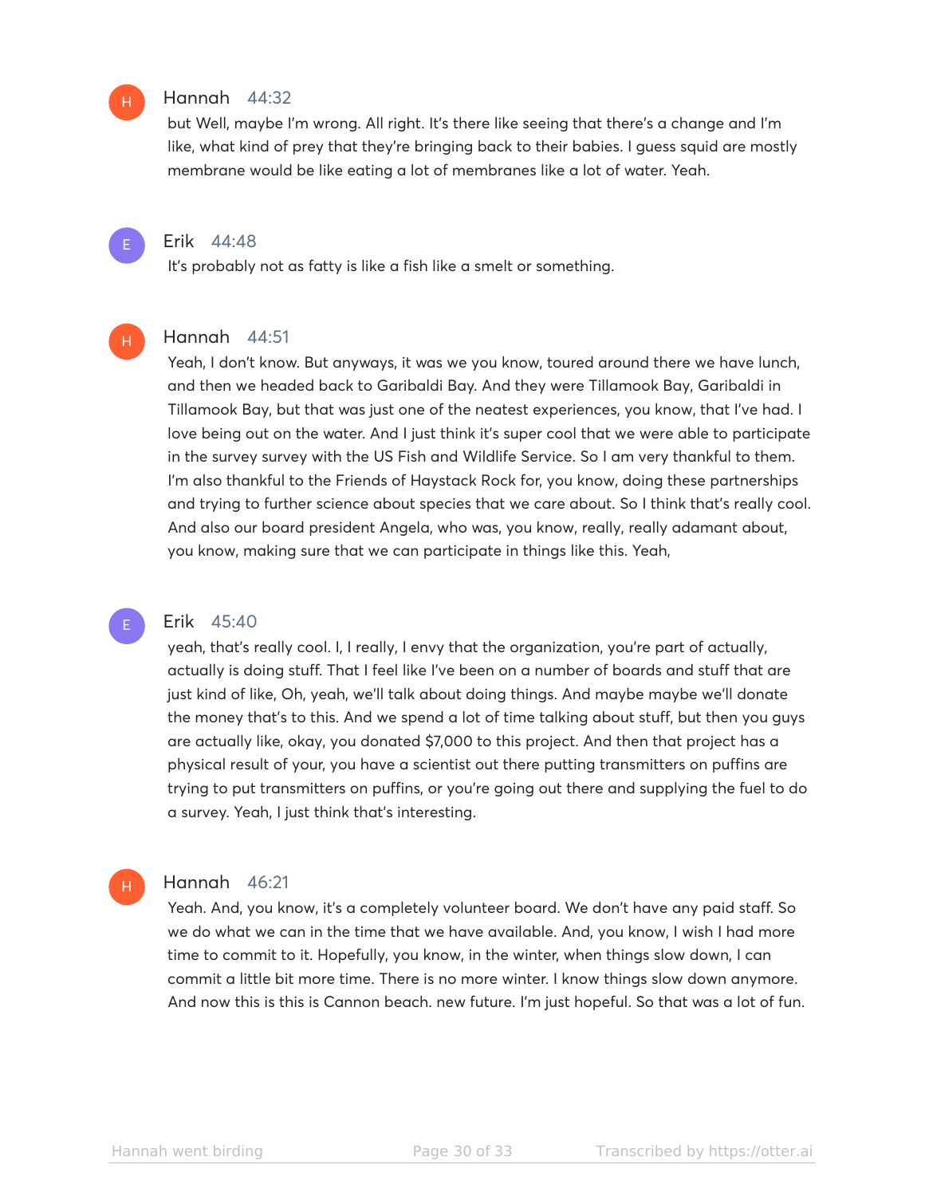**Hannah** 44:32

but Well, maybe I'm wrong. All right. It's there like seeing that there's a change and I'm like, what kind of prey that they're bringing back to their babies. I guess squid are mostly membrane would be like eating a lot of membranes like a lot of water. Yeah.

**Erik** 44:48

It's probably not as fatty is like a fish like a smelt or something.

**Hannah** 44:51

Yeah, I don't know. But anyways, it was we you know, toured around there we have lunch, and then we headed back to Garibaldi Bay. And they were Tillamook Bay, Garibaldi in Tillamook Bay, but that was just one of the neatest experiences, you know, that I've had. I love being out on the water. And I just think it's super cool that we were able to participate in the survey survey with the US Fish and Wildlife Service. So I am very thankful to them. I'm also thankful to the Friends of Haystack Rock for, you know, doing these partnerships and trying to further science about species that we care about. So I think that's really cool. And also our board president Angela, who was, you know, really, really adamant about, you know, making sure that we can participate in things like this. Yeah,

**Erik** 45:40

yeah, that's really cool. I, I really, I envy that the organization, you're part of actually, actually is doing stuff. That I feel like I've been on a number of boards and stuff that are just kind of like, Oh, yeah, we'll talk about doing things. And maybe maybe we'll donate the money that's to this. And we spend a lot of time talking about stuff, but then you guys are actually like, okay, you donated $7,000 to this project. And then that project has a physical result of your, you have a scientist out there putting transmitters on puffins are trying to put transmitters on puffins, or you're going out there and supplying the fuel to do a survey. Yeah, I just think that's interesting.

**Hannah** 46:21

Yeah. And, you know, it's a completely volunteer board. We don't have any paid staff. So we do what we can in the time that we have available. And, you know, I wish I had more time to commit to it. Hopefully, you know, in the winter, when things slow down, I can commit a little bit more time. There is no more winter. I know things slow down anymore. And now this is this is Cannon beach. new future. I'm just hopeful. So that was a lot of fun.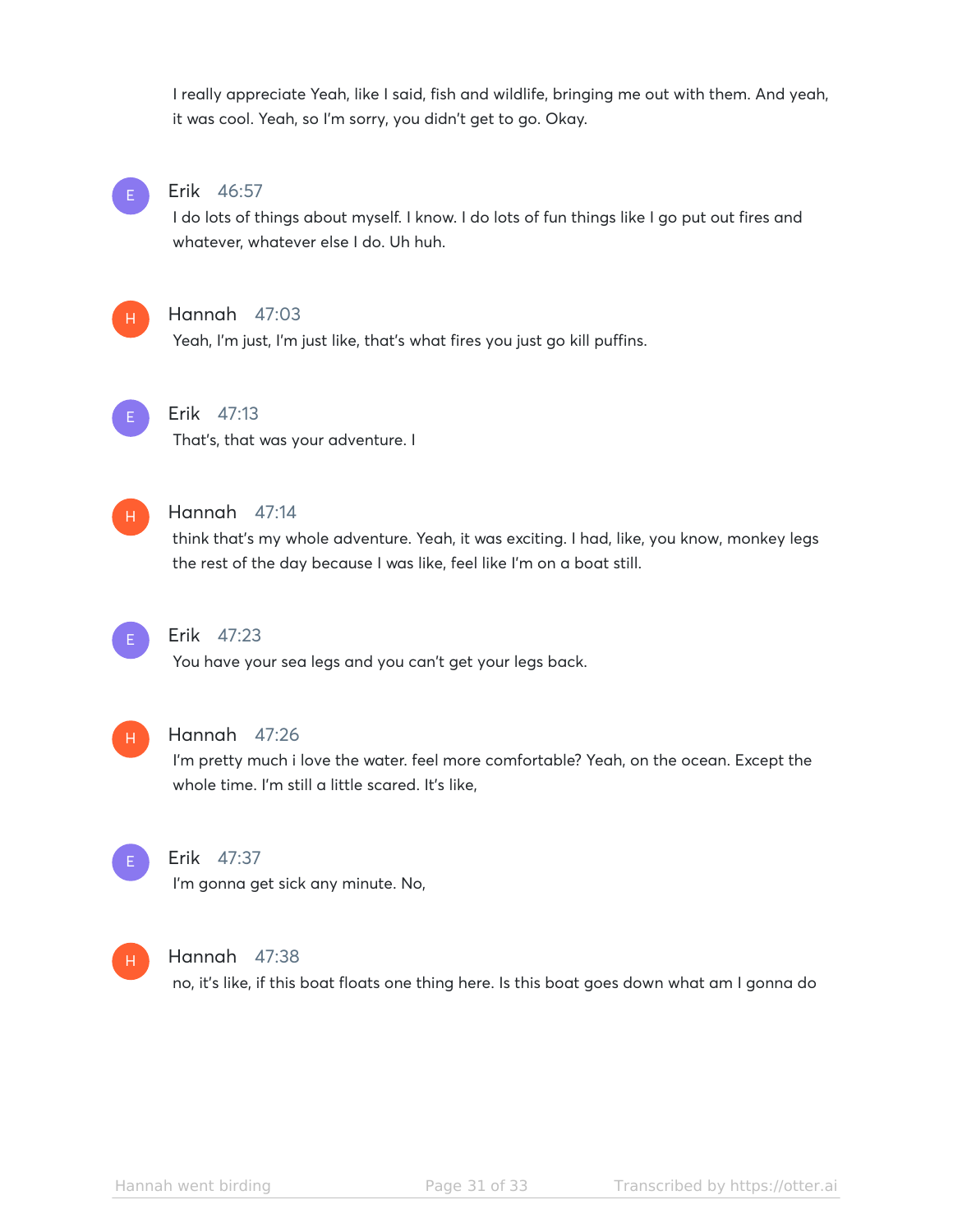I really appreciate Yeah, like I said, fish and wildlife, bringing me out with them. And yeah, it was cool. Yeah, so I'm sorry, you didn't get to go. Okay.

**Erik** 46:57
I do lots of things about myself. I know. I do lots of fun things like I go put out fires and whatever, whatever else I do. Uh huh.

**Hannah** 47:03
Yeah, I'm just, I'm just like, that's what fires you just go kill puffins.

**Erik** 47:13
That's, that was your adventure. I

**Hannah** 47:14
think that's my whole adventure. Yeah, it was exciting. I had, like, you know, monkey legs the rest of the day because I was like, feel like I'm on a boat still.

**Erik** 47:23
You have your sea legs and you can't get your legs back.

**Hannah** 47:26
I'm pretty much i love the water. feel more comfortable? Yeah, on the ocean. Except the whole time. I'm still a little scared. It's like,

**Erik** 47:37
I'm gonna get sick any minute. No,

**Hannah** 47:38
no, it's like, if this boat floats one thing here. Is this boat goes down what am I gonna do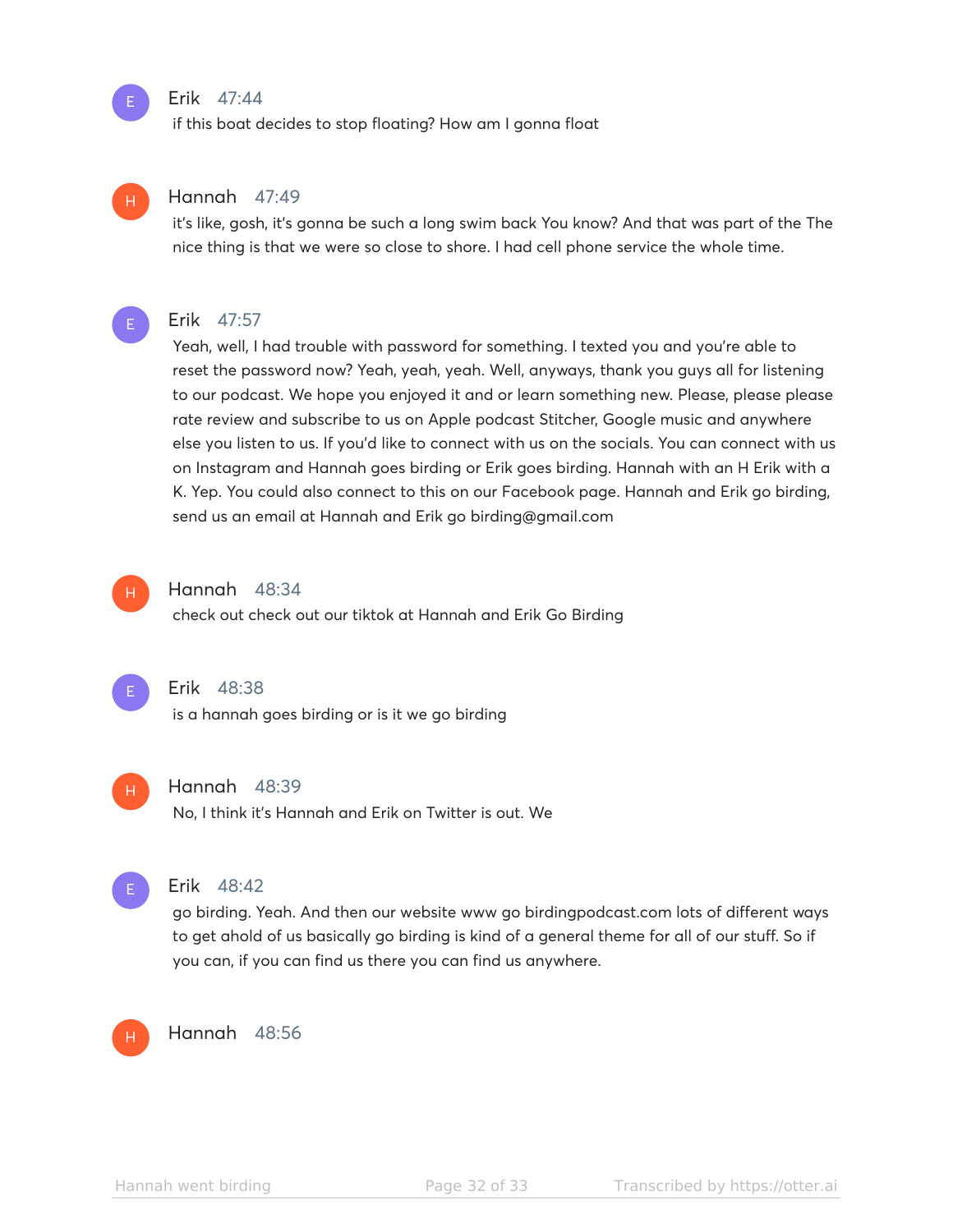**Erik** 47:44
if this boat decides to stop floating? How am I gonna float

**Hannah** 47:49
it's like, gosh, it's gonna be such a long swim back You know? And that was part of the The nice thing is that we were so close to shore. I had cell phone service the whole time.

**Erik** 47:57
Yeah, well, I had trouble with password for something. I texted you and you're able to reset the password now? Yeah, yeah, yeah. Well, anyways, thank you guys all for listening to our podcast. We hope you enjoyed it and or learn something new. Please, please please rate review and subscribe to us on Apple podcast Stitcher, Google music and anywhere else you listen to us. If you'd like to connect with us on the socials. You can connect with us on Instagram and Hannah goes birding or Erik goes birding. Hannah with an H Erik with a K. Yep. You could also connect to this on our Facebook page. Hannah and Erik go birding, send us an email at Hannah and Erik go birding@gmail.com

**Hannah** 48:34
check out check out our tiktok at Hannah and Erik Go Birding

**Erik** 48:38
is a hannah goes birding or is it we go birding

**Hannah** 48:39
No, I think it's Hannah and Erik on Twitter is out. We

**Erik** 48:42
go birding. Yeah. And then our website www go birdingpodcast.com lots of different ways to get ahold of us basically go birding is kind of a general theme for all of our stuff. So if you can, if you can find us there you can find us anywhere.

**Hannah** 48:56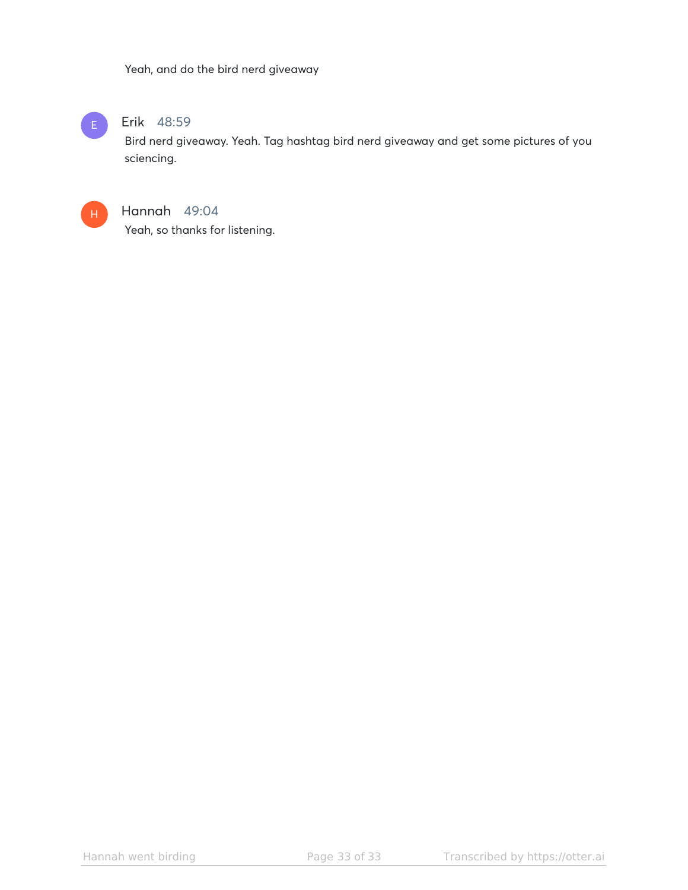Yeah, and do the bird nerd giveaway

**Erik** 48:59

Bird nerd giveaway. Yeah. Tag hashtag bird nerd giveaway and get some pictures of you sciencing.

**Hannah** 49:04

Yeah, so thanks for listening.